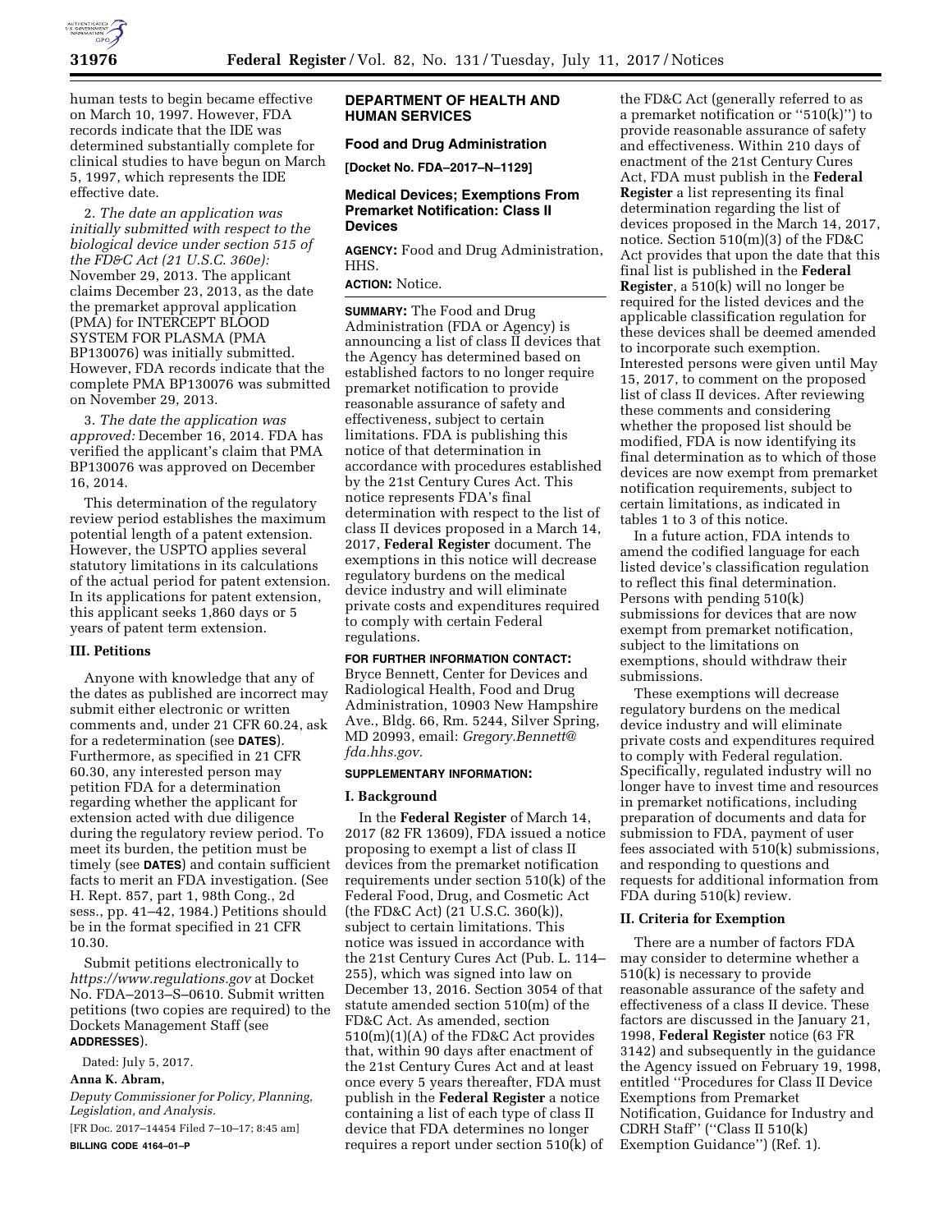human tests to begin became effective on March 10, 1997. However, FDA records indicate that the IDE was determined substantially complete for clinical studies to have begun on March 5, 1997, which represents the IDE effective date.

2. *The date an application was initially submitted with respect to the biological device under section 515 of the FD&C Act (21 U.S.C. 360e):* November 29, 2013. The applicant claims December 23, 2013, as the date the premarket approval application (PMA) for INTERCEPT BLOOD SYSTEM FOR PLASMA (PMA BP130076) was initially submitted. However, FDA records indicate that the complete PMA BP130076 was submitted on November 29, 2013.

3. *The date the application was approved:* December 16, 2014. FDA has verified the applicant's claim that PMA BP130076 was approved on December 16, 2014.

This determination of the regulatory review period establishes the maximum potential length of a patent extension. However, the USPTO applies several statutory limitations in its calculations of the actual period for patent extension. In its applications for patent extension, this applicant seeks 1,860 days or 5 years of patent term extension.

### III. Petitions

Anyone with knowledge that any of the dates as published are incorrect may submit either electronic or written comments and, under 21 CFR 60.24, ask for a redetermination (see **DATES**). Furthermore, as specified in 21 CFR 60.30, any interested person may petition FDA for a determination regarding whether the applicant for extension acted with due diligence during the regulatory review period. To meet its burden, the petition must be timely (see **DATES**) and contain sufficient facts to merit an FDA investigation. (See H. Rept. 857, part 1, 98th Cong., 2d sess., pp. 41–42, 1984.) Petitions should be in the format specified in 21 CFR 10.30.

Submit petitions electronically to *https://www.regulations.gov* at Docket No. FDA–2013–S–0610. Submit written petitions (two copies are required) to the Dockets Management Staff (see **ADDRESSES**).

Dated: July 5, 2017.

**Anna K. Abram,**

*Deputy Commissioner for Policy, Planning, Legislation, and Analysis.*

[FR Doc. 2017–14454 Filed 7–10–17; 8:45 am]

**BILLING CODE 4164–01–P**

## DEPARTMENT OF HEALTH AND HUMAN SERVICES

### Food and Drug Administration

**[Docket No. FDA–2017–N–1129]**

### Medical Devices; Exemptions From Premarket Notification: Class II Devices

**AGENCY:** Food and Drug Administration, HHS.

**ACTION:** Notice.

**SUMMARY:** The Food and Drug Administration (FDA or Agency) is announcing a list of class II devices that the Agency has determined based on established factors to no longer require premarket notification to provide reasonable assurance of safety and effectiveness, subject to certain limitations. FDA is publishing this notice of that determination in accordance with procedures established by the 21st Century Cures Act. This notice represents FDA's final determination with respect to the list of class II devices proposed in a March 14, 2017, **Federal Register** document. The exemptions in this notice will decrease regulatory burdens on the medical device industry and will eliminate private costs and expenditures required to comply with certain Federal regulations.

**FOR FURTHER INFORMATION CONTACT:** Bryce Bennett, Center for Devices and Radiological Health, Food and Drug Administration, 10903 New Hampshire Ave., Bldg. 66, Rm. 5244, Silver Spring, MD 20993, email: *Gregory.Bennett@fda.hhs.gov.*

**SUPPLEMENTARY INFORMATION:**

### I. Background

In the **Federal Register** of March 14, 2017 (82 FR 13609), FDA issued a notice proposing to exempt a list of class II devices from the premarket notification requirements under section 510(k) of the Federal Food, Drug, and Cosmetic Act (the FD&C Act) (21 U.S.C. 360(k)), subject to certain limitations. This notice was issued in accordance with the 21st Century Cures Act (Pub. L. 114–255), which was signed into law on December 13, 2016. Section 3054 of that statute amended section 510(m) of the FD&C Act. As amended, section 510(m)(1)(A) of the FD&C Act provides that, within 90 days after enactment of the 21st Century Cures Act and at least once every 5 years thereafter, FDA must publish in the **Federal Register** a notice containing a list of each type of class II device that FDA determines no longer requires a report under section 510(k) of the FD&C Act (generally referred to as a premarket notification or ''510(k)'') to provide reasonable assurance of safety and effectiveness. Within 210 days of enactment of the 21st Century Cures Act, FDA must publish in the **Federal Register** a list representing its final determination regarding the list of devices proposed in the March 14, 2017, notice. Section 510(m)(3) of the FD&C Act provides that upon the date that this final list is published in the **Federal Register**, a 510(k) will no longer be required for the listed devices and the applicable classification regulation for these devices shall be deemed amended to incorporate such exemption. Interested persons were given until May 15, 2017, to comment on the proposed list of class II devices. After reviewing these comments and considering whether the proposed list should be modified, FDA is now identifying its final determination as to which of those devices are now exempt from premarket notification requirements, subject to certain limitations, as indicated in tables 1 to 3 of this notice.

In a future action, FDA intends to amend the codified language for each listed device's classification regulation to reflect this final determination. Persons with pending 510(k) submissions for devices that are now exempt from premarket notification, subject to the limitations on exemptions, should withdraw their submissions.

These exemptions will decrease regulatory burdens on the medical device industry and will eliminate private costs and expenditures required to comply with Federal regulation. Specifically, regulated industry will no longer have to invest time and resources in premarket notifications, including preparation of documents and data for submission to FDA, payment of user fees associated with 510(k) submissions, and responding to questions and requests for additional information from FDA during 510(k) review.

### II. Criteria for Exemption

There are a number of factors FDA may consider to determine whether a 510(k) is necessary to provide reasonable assurance of the safety and effectiveness of a class II device. These factors are discussed in the January 21, 1998, **Federal Register** notice (63 FR 3142) and subsequently in the guidance the Agency issued on February 19, 1998, entitled ''Procedures for Class II Device Exemptions from Premarket Notification, Guidance for Industry and CDRH Staff'' (''Class II 510(k) Exemption Guidance'') (Ref. 1).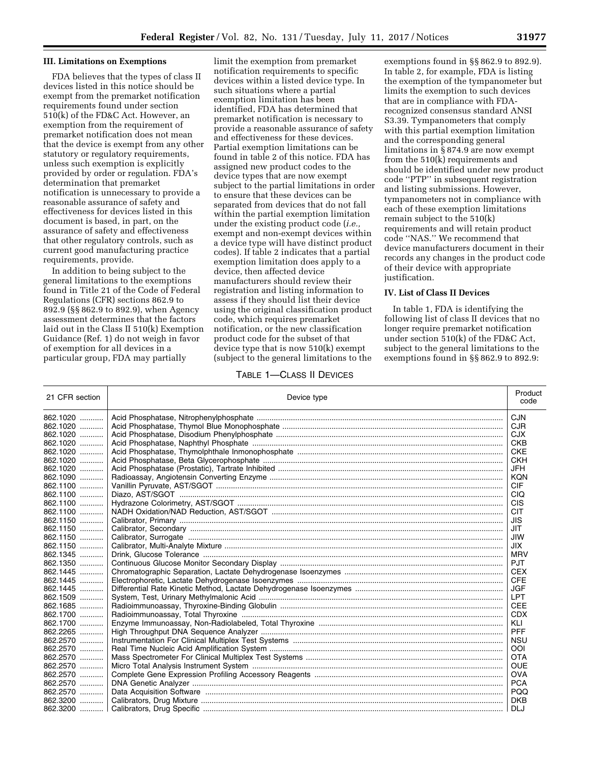## III. Limitations on Exemptions

FDA believes that the types of class II devices listed in this notice should be exempt from the premarket notification requirements found under section 510(k) of the FD&C Act. However, an exemption from the requirement of premarket notification does not mean that the device is exempt from any other statutory or regulatory requirements, unless such exemption is explicitly provided by order or regulation. FDA's determination that premarket notification is unnecessary to provide a reasonable assurance of safety and effectiveness for devices listed in this document is based, in part, on the assurance of safety and effectiveness that other regulatory controls, such as current good manufacturing practice requirements, provide.

In addition to being subject to the general limitations to the exemptions found in Title 21 of the Code of Federal Regulations (CFR) sections 862.9 to 892.9 (§§ 862.9 to 892.9), when Agency assessment determines that the factors laid out in the Class II 510(k) Exemption Guidance (Ref. 1) do not weigh in favor of exemption for all devices in a particular group, FDA may partially limit the exemption from premarket notification requirements to specific devices within a listed device type. In such situations where a partial exemption limitation has been identified, FDA has determined that premarket notification is necessary to provide a reasonable assurance of safety and effectiveness for these devices. Partial exemption limitations can be found in table 2 of this notice. FDA has assigned new product codes to the device types that are now exempt subject to the partial limitations in order to ensure that these devices can be separated from devices that do not fall within the partial exemption limitation under the existing product code (*i.e.,* exempt and non-exempt devices within a device type will have distinct product codes). If table 2 indicates that a partial exemption limitation does apply to a device, then affected device manufacturers should review their registration and listing information to assess if they should list their device using the original classification product code, which requires premarket notification, or the new classification product code for the subset of that device type that is now 510(k) exempt (subject to the general limitations to the exemptions found in §§ 862.9 to 892.9). In table 2, for example, FDA is listing the exemption of the tympanometer but limits the exemption to such devices that are in compliance with FDA-recognized consensus standard ANSI S3.39. Tympanometers that comply with this partial exemption limitation and the corresponding general limitations in § 874.9 are now exempt from the 510(k) requirements and should be identified under new product code ''PTP'' in subsequent registration and listing submissions. However, tympanometers not in compliance with each of these exemption limitations remain subject to the 510(k) requirements and will retain product code ''NAS.'' We recommend that device manufacturers document in their records any changes in the product code of their device with appropriate justification.

## IV. List of Class II Devices

In table 1, FDA is identifying the following list of class II devices that no longer require premarket notification under section 510(k) of the FD&C Act, subject to the general limitations to the exemptions found in §§ 862.9 to 892.9:

TABLE 1—CLASS II DEVICES

| 21 CFR section | Device type | Product code |
|---|---|---|
| 862.1020 | Acid Phosphatase, Nitrophenylphosphate | CJN |
| 862.1020 | Acid Phosphatase, Thymol Blue Monophosphate | CJR |
| 862.1020 | Acid Phosphatase, Disodium Phenylphosphate | CJX |
| 862.1020 | Acid Phosphatase, Naphthyl Phosphate | CKB |
| 862.1020 | Acid Phosphatase, Thymolphthale Inmonophosphate | CKE |
| 862.1020 | Acid Phosphatase, Beta Glycerophosphate | CKH |
| 862.1020 | Acid Phosphatase (Prostatic), Tartrate Inhibited | JFH |
| 862.1090 | Radioassay, Angiotensin Converting Enzyme | KQN |
| 862.1100 | Vanillin Pyruvate, AST/SGOT | CIF |
| 862.1100 | Diazo, AST/SGOT | CIQ |
| 862.1100 | Hydrazone Colorimetry, AST/SGOT | CIS |
| 862.1100 | NADH Oxidation/NAD Reduction, AST/SGOT | CIT |
| 862.1150 | Calibrator, Primary | JIS |
| 862.1150 | Calibrator, Secondary | JIT |
| 862.1150 | Calibrator, Surrogate | JIW |
| 862.1150 | Calibrator, Multi-Analyte Mixture | JIX |
| 862.1345 | Drink, Glucose Tolerance | MRV |
| 862.1350 | Continuous Glucose Monitor Secondary Display | PJT |
| 862.1445 | Chromatographic Separation, Lactate Dehydrogenase Isoenzymes | CEX |
| 862.1445 | Electrophoretic, Lactate Dehydrogenase Isoenzymes | CFE |
| 862.1445 | Differential Rate Kinetic Method, Lactate Dehydrogenase Isoenzymes | JGF |
| 862.1509 | System, Test, Urinary Methylmalonic Acid | LPT |
| 862.1685 | Radioimmunoassay, Thyroxine-Binding Globulin | CEE |
| 862.1700 | Radioimmunoassay, Total Thyroxine | CDX |
| 862.1700 | Enzyme Immunoassay, Non-Radiolabeled, Total Thyroxine | KLI |
| 862.2265 | High Throughput DNA Sequence Analyzer | PFF |
| 862.2570 | Instrumentation For Clinical Multiplex Test Systems | NSU |
| 862.2570 | Real Time Nucleic Acid Amplification System | OOI |
| 862.2570 | Mass Spectrometer For Clinical Multiplex Test Systems | OTA |
| 862.2570 | Micro Total Analysis Instrument System | OUE |
| 862.2570 | Complete Gene Expression Profiling Accessory Reagents | OVA |
| 862.2570 | DNA Genetic Analyzer | PCA |
| 862.2570 | Data Acquisition Software | PQQ |
| 862.3200 | Calibrators, Drug Mixture | DKB |
| 862.3200 | Calibrators, Drug Specific | DLJ |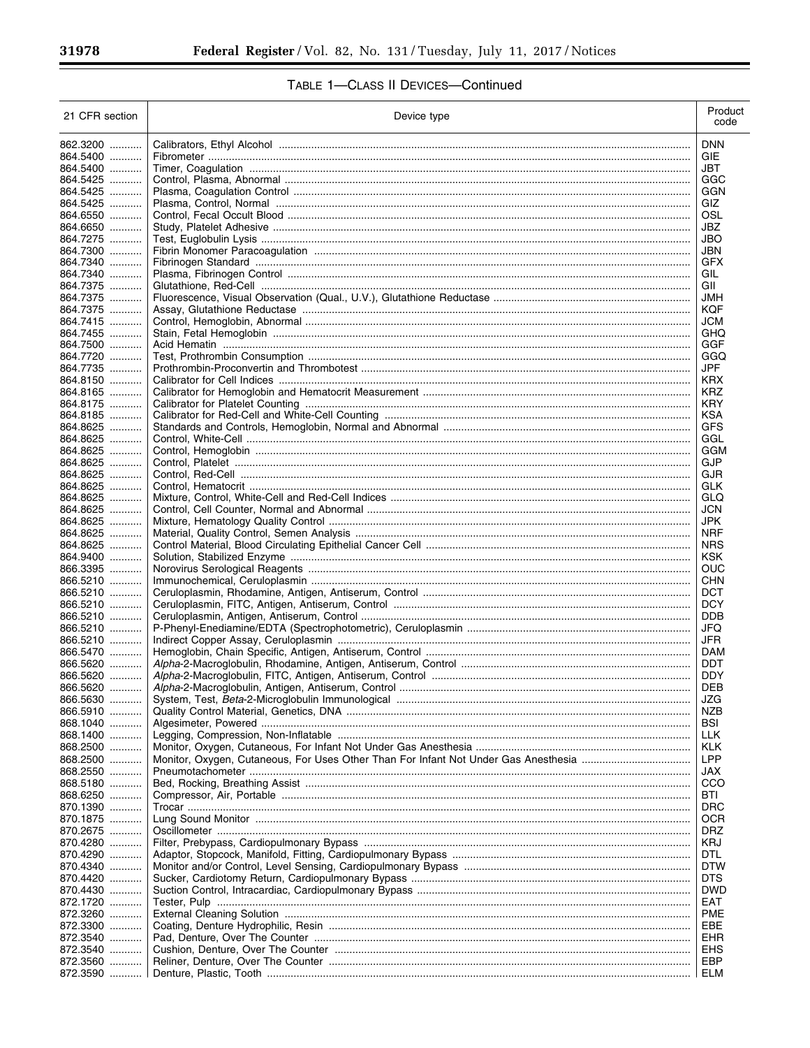## TABLE 1—CLASS II DEVICES—Continued

| 21 CFR section | Device type | Product code |
|---|---|---|
| 862.3200 | Calibrators, Ethyl Alcohol | DNN |
| 864.5400 | Fibrometer | GIE |
| 864.5400 | Timer, Coagulation | JBT |
| 864.5425 | Control, Plasma, Abnormal | GGC |
| 864.5425 | Plasma, Coagulation Control | GGN |
| 864.5425 | Plasma, Control, Normal | GIZ |
| 864.6550 | Control, Fecal Occult Blood | OSL |
| 864.6650 | Study, Platelet Adhesive | JBZ |
| 864.7275 | Test, Euglobulin Lysis | JBO |
| 864.7300 | Fibrin Monomer Paracoagulation | JBN |
| 864.7340 | Fibrinogen Standard | GFX |
| 864.7340 | Plasma, Fibrinogen Control | GIL |
| 864.7375 | Glutathione, Red-Cell | GII |
| 864.7375 | Fluorescence, Visual Observation (Qual., U.V.), Glutathione Reductase | JMH |
| 864.7375 | Assay, Glutathione Reductase | KQF |
| 864.7415 | Control, Hemoglobin, Abnormal | JCM |
| 864.7455 | Stain, Fetal Hemoglobin | GHQ |
| 864.7500 | Acid Hematin | GGF |
| 864.7720 | Test, Prothrombin Consumption | GGQ |
| 864.7735 | Prothrombin-Proconvertin and Thrombotest | JPF |
| 864.8150 | Calibrator for Cell Indices | KRX |
| 864.8165 | Calibrator for Hemoglobin and Hematocrit Measurement | KRZ |
| 864.8175 | Calibrator for Platelet Counting | KRY |
| 864.8185 | Calibrator for Red-Cell and White-Cell Counting | KSA |
| 864.8625 | Standards and Controls, Hemoglobin, Normal and Abnormal | GFS |
| 864.8625 | Control, White-Cell | GGL |
| 864.8625 | Control, Hemoglobin | GGM |
| 864.8625 | Control, Platelet | GJP |
| 864.8625 | Control, Red-Cell | GJR |
| 864.8625 | Control, Hematocrit | GLK |
| 864.8625 | Mixture, Control, White-Cell and Red-Cell Indices | GLQ |
| 864.8625 | Control, Cell Counter, Normal and Abnormal | JCN |
| 864.8625 | Mixture, Hematology Quality Control | JPK |
| 864.8625 | Material, Quality Control, Semen Analysis | NRF |
| 864.8625 | Control Material, Blood Circulating Epithelial Cancer Cell | NRS |
| 864.9400 | Solution, Stabilized Enzyme | KSK |
| 866.3395 | Norovirus Serological Reagents | OUC |
| 866.5210 | Immunochemical, Ceruloplasmin | CHN |
| 866.5210 | Ceruloplasmin, Rhodamine, Antigen, Antiserum, Control | DCT |
| 866.5210 | Ceruloplasmin, FITC, Antigen, Antiserum, Control | DCY |
| 866.5210 | Ceruloplasmin, Antigen, Antiserum, Control | DDB |
| 866.5210 | P-Phenyl-Enediamine/EDTA (Spectrophotometric), Ceruloplasmin | JFQ |
| 866.5210 | Indirect Copper Assay, Ceruloplasmin | JFR |
| 866.5470 | Hemoglobin, Chain Specific, Antigen, Antiserum, Control | DAM |
| 866.5620 | *Alpha*-2-Macroglobulin, Rhodamine, Antigen, Antiserum, Control | DDT |
| 866.5620 | *Alpha*-2-Macroglobulin, FITC, Antigen, Antiserum, Control | DDY |
| 866.5620 | *Alpha*-2-Macroglobulin, Antigen, Antiserum, Control | DEB |
| 866.5630 | System, Test, *Beta*-2-Microglobulin Immunological | JZG |
| 866.5910 | Quality Control Material, Genetics, DNA | NZB |
| 868.1040 | Algesimeter, Powered | BSI |
| 868.1400 | Legging, Compression, Non-Inflatable | LLK |
| 868.2500 | Monitor, Oxygen, Cutaneous, For Infant Not Under Gas Anesthesia | KLK |
| 868.2500 | Monitor, Oxygen, Cutaneous, For Uses Other Than For Infant Not Under Gas Anesthesia | LPP |
| 868.2550 | Pneumotachometer | JAX |
| 868.5180 | Bed, Rocking, Breathing Assist | CCO |
| 868.6250 | Compressor, Air, Portable | BTI |
| 870.1390 | Trocar | DRC |
| 870.1875 | Lung Sound Monitor | OCR |
| 870.2675 | Oscillometer | DRZ |
| 870.4280 | Filter, Prebypass, Cardiopulmonary Bypass | KRJ |
| 870.4290 | Adaptor, Stopcock, Manifold, Fitting, Cardiopulmonary Bypass | DTL |
| 870.4340 | Monitor and/or Control, Level Sensing, Cardiopulmonary Bypass | DTW |
| 870.4420 | Sucker, Cardiotomy Return, Cardiopulmonary Bypass | DTS |
| 870.4430 | Suction Control, Intracardiac, Cardiopulmonary Bypass | DWD |
| 872.1720 | Tester, Pulp | EAT |
| 872.3260 | External Cleaning Solution | PME |
| 872.3300 | Coating, Denture Hydrophilic, Resin | EBE |
| 872.3540 | Pad, Denture, Over The Counter | EHR |
| 872.3540 | Cushion, Denture, Over The Counter | EHS |
| 872.3560 | Reliner, Denture, Over The Counter | EBP |
| 872.3590 | Denture, Plastic, Tooth | ELM |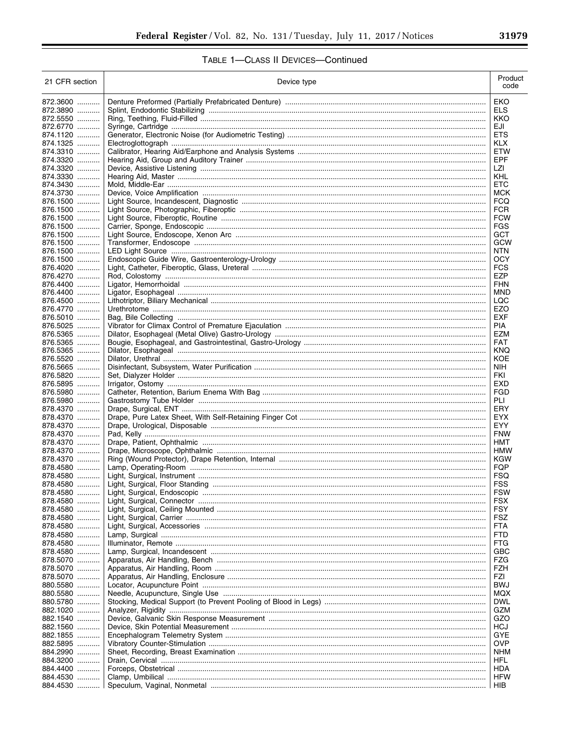TABLE 1—CLASS II DEVICES—Continued

| 21 CFR section | Device type | Product code |
|---|---|---|
| 872.3600 | Denture Preformed (Partially Prefabricated Denture) | EKO |
| 872.3890 | Splint, Endodontic Stabilizing | ELS |
| 872.5550 | Ring, Teething, Fluid-Filled | KKO |
| 872.6770 | Syringe, Cartridge | EJI |
| 874.1120 | Generator, Electronic Noise (for Audiometric Testing) | ETS |
| 874.1325 | Electroglottograph | KLX |
| 874.3310 | Calibrator, Hearing Aid/Earphone and Analysis Systems | ETW |
| 874.3320 | Hearing Aid, Group and Auditory Trainer | EPF |
| 874.3320 | Device, Assistive Listening | LZI |
| 874.3330 | Hearing Aid, Master | KHL |
| 874.3430 | Mold, Middle-Ear | ETC |
| 874.3730 | Device, Voice Amplification | MCK |
| 876.1500 | Light Source, Incandescent, Diagnostic | FCQ |
| 876.1500 | Light Source, Photographic, Fiberoptic | FCR |
| 876.1500 | Light Source, Fiberoptic, Routine | FCW |
| 876.1500 | Carrier, Sponge, Endoscopic | FGS |
| 876.1500 | Light Source, Endoscope, Xenon Arc | GCT |
| 876.1500 | Transformer, Endoscope | GCW |
| 876.1500 | LED Light Source | NTN |
| 876.1500 | Endoscopic Guide Wire, Gastroenterology-Urology | OCY |
| 876.4020 | Light, Catheter, Fiberoptic, Glass, Ureteral | FCS |
| 876.4270 | Rod, Colostomy | EZP |
| 876.4400 | Ligator, Hemorrhoidal | FHN |
| 876.4400 | Ligator, Esophageal | MND |
| 876.4500 | Lithotriptor, Biliary Mechanical | LQC |
| 876.4770 | Urethrotome | EZO |
| 876.5010 | Bag, Bile Collecting | EXF |
| 876.5025 | Vibrator for Climax Control of Premature Ejaculation | PIA |
| 876.5365 | Dilator, Esophageal (Metal Olive) Gastro-Urology | EZM |
| 876.5365 | Bougie, Esophageal, and Gastrointestinal, Gastro-Urology | FAT |
| 876.5365 | Dilator, Esophageal | KNQ |
| 876.5520 | Dilator, Urethral | KOE |
| 876.5665 | Disinfectant, Subsystem, Water Purification | NIH |
| 876.5820 | Set, Dialyzer Holder | FKI |
| 876.5895 | Irrigator, Ostomy | EXD |
| 876.5980 | Catheter, Retention, Barium Enema With Bag | FGD |
| 876.5980 | Gastrostomy Tube Holder | PLI |
| 878.4370 | Drape, Surgical, ENT | ERY |
| 878.4370 | Drape, Pure Latex Sheet, With Self-Retaining Finger Cot | EYX |
| 878.4370 | Drape, Urological, Disposable | EYY |
| 878.4370 | Pad, Kelly | FNW |
| 878.4370 | Drape, Patient, Ophthalmic | HMT |
| 878.4370 | Drape, Microscope, Ophthalmic | HMW |
| 878.4370 | Ring (Wound Protector), Drape Retention, Internal | KGW |
| 878.4580 | Lamp, Operating-Room | FQP |
| 878.4580 | Light, Surgical, Instrument | FSQ |
| 878.4580 | Light, Surgical, Floor Standing | FSS |
| 878.4580 | Light, Surgical, Endoscopic | FSW |
| 878.4580 | Light, Surgical, Connector | FSX |
| 878.4580 | Light, Surgical, Ceiling Mounted | FSY |
| 878.4580 | Light, Surgical, Carrier | FSZ |
| 878.4580 | Light, Surgical, Accessories | FTA |
| 878.4580 | Lamp, Surgical | FTD |
| 878.4580 | Illuminator, Remote | FTG |
| 878.4580 | Lamp, Surgical, Incandescent | GBC |
| 878.5070 | Apparatus, Air Handling, Bench | FZG |
| 878.5070 | Apparatus, Air Handling, Room | FZH |
| 878.5070 | Apparatus, Air Handling, Enclosure | FZI |
| 880.5580 | Locator, Acupuncture Point | BWJ |
| 880.5580 | Needle, Acupuncture, Single Use | MQX |
| 880.5780 | Stocking, Medical Support (to Prevent Pooling of Blood in Legs) | DWL |
| 882.1020 | Analyzer, Rigidity | GZM |
| 882.1540 | Device, Galvanic Skin Response Measurement | GZO |
| 882.1560 | Device, Skin Potential Measurement | HCJ |
| 882.1855 | Encephalogram Telemetry System | GYE |
| 882.5895 | Vibratory Counter-Stimulation | OVP |
| 884.2990 | Sheet, Recording, Breast Examination | NHM |
| 884.3200 | Drain, Cervical | HFL |
| 884.4400 | Forceps, Obstetrical | HDA |
| 884.4530 | Clamp, Umbilical | HFW |
| 884.4530 | Speculum, Vaginal, Nonmetal | HIB |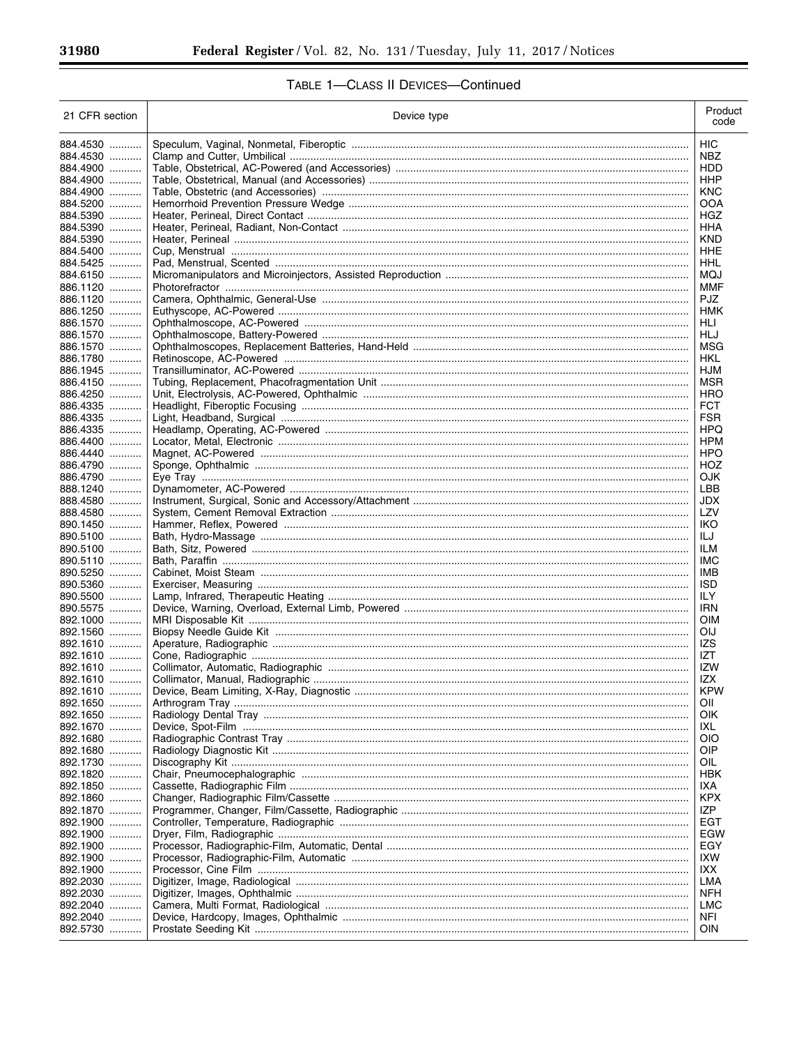### TABLE 1—CLASS II DEVICES—Continued

| 21 CFR section | Device type | Product code |
|---|---|---|
| 884.4530 | Speculum, Vaginal, Nonmetal, Fiberoptic | HIC |
| 884.4530 | Clamp and Cutter, Umbilical | NBZ |
| 884.4900 | Table, Obstetrical, AC-Powered (and Accessories) | HDD |
| 884.4900 | Table, Obstetrical, Manual (and Accessories) | HHP |
| 884.4900 | Table, Obstetric (and Accessories) | KNC |
| 884.5200 | Hemorrhoid Prevention Pressure Wedge | OOA |
| 884.5390 | Heater, Perineal, Direct Contact | HGZ |
| 884.5390 | Heater, Perineal, Radiant, Non-Contact | HHA |
| 884.5390 | Heater, Perineal | KND |
| 884.5400 | Cup, Menstrual | HHE |
| 884.5425 | Pad, Menstrual, Scented | HHL |
| 884.6150 | Micromanipulators and Microinjectors, Assisted Reproduction | MQJ |
| 886.1120 | Photorefractor | MMF |
| 886.1120 | Camera, Ophthalmic, General-Use | PJZ |
| 886.1250 | Euthyscope, AC-Powered | HMK |
| 886.1570 | Ophthalmoscope, AC-Powered | HLI |
| 886.1570 | Ophthalmoscope, Battery-Powered | HLJ |
| 886.1570 | Ophthalmoscopes, Replacement Batteries, Hand-Held | MSG |
| 886.1780 | Retinoscope, AC-Powered | HKL |
| 886.1945 | Transilluminator, AC-Powered | HJM |
| 886.4150 | Tubing, Replacement, Phacofragmentation Unit | MSR |
| 886.4250 | Unit, Electrolysis, AC-Powered, Ophthalmic | HRO |
| 886.4335 | Headlight, Fiberoptic Focusing | FCT |
| 886.4335 | Light, Headband, Surgical | FSR |
| 886.4335 | Headlamp, Operating, AC-Powered | HPQ |
| 886.4400 | Locator, Metal, Electronic | HPM |
| 886.4440 | Magnet, AC-Powered | HPO |
| 886.4790 | Sponge, Ophthalmic | HOZ |
| 886.4790 | Eye Tray | OJK |
| 888.1240 | Dynamometer, AC-Powered | LBB |
| 888.4580 | Instrument, Surgical, Sonic and Accessory/Attachment | JDX |
| 888.4580 | System, Cement Removal Extraction | LZV |
| 890.1450 | Hammer, Reflex, Powered | IKO |
| 890.5100 | Bath, Hydro-Massage | ILJ |
| 890.5100 | Bath, Sitz, Powered | ILM |
| 890.5110 | Bath, Paraffin | IMC |
| 890.5250 | Cabinet, Moist Steam | IMB |
| 890.5360 | Exerciser, Measuring | ISD |
| 890.5500 | Lamp, Infrared, Therapeutic Heating | ILY |
| 890.5575 | Device, Warning, Overload, External Limb, Powered | IRN |
| 892.1000 | MRI Disposable Kit | OIM |
| 892.1560 | Biopsy Needle Guide Kit | OIJ |
| 892.1610 | Aperature, Radiographic | IZS |
| 892.1610 | Cone, Radiographic | IZT |
| 892.1610 | Collimator, Automatic, Radiographic | IZW |
| 892.1610 | Collimator, Manual, Radiographic | IZX |
| 892.1610 | Device, Beam Limiting, X-Ray, Diagnostic | KPW |
| 892.1650 | Arthrogram Tray | OII |
| 892.1650 | Radiology Dental Tray | OIK |
| 892.1670 | Device, Spot-Film | IXL |
| 892.1680 | Radiographic Contrast Tray | OIO |
| 892.1680 | Radiology Diagnostic Kit | OIP |
| 892.1730 | Discography Kit | OIL |
| 892.1820 | Chair, Pneumocephalographic | HBK |
| 892.1850 | Cassette, Radiographic Film | IXA |
| 892.1860 | Changer, Radiographic Film/Cassette | KPX |
| 892.1870 | Programmer, Changer, Film/Cassette, Radiographic | IZP |
| 892.1900 | Controller, Temperature, Radiographic | EGT |
| 892.1900 | Dryer, Film, Radiographic | EGW |
| 892.1900 | Processor, Radiographic-Film, Automatic, Dental | EGY |
| 892.1900 | Processor, Radiographic-Film, Automatic | IXW |
| 892.1900 | Processor, Cine Film | IXX |
| 892.2030 | Digitizer, Image, Radiological | LMA |
| 892.2030 | Digitizer, Images, Ophthalmic | NFH |
| 892.2040 | Camera, Multi Format, Radiological | LMC |
| 892.2040 | Device, Hardcopy, Images, Ophthalmic | NFI |
| 892.5730 | Prostate Seeding Kit | OIN |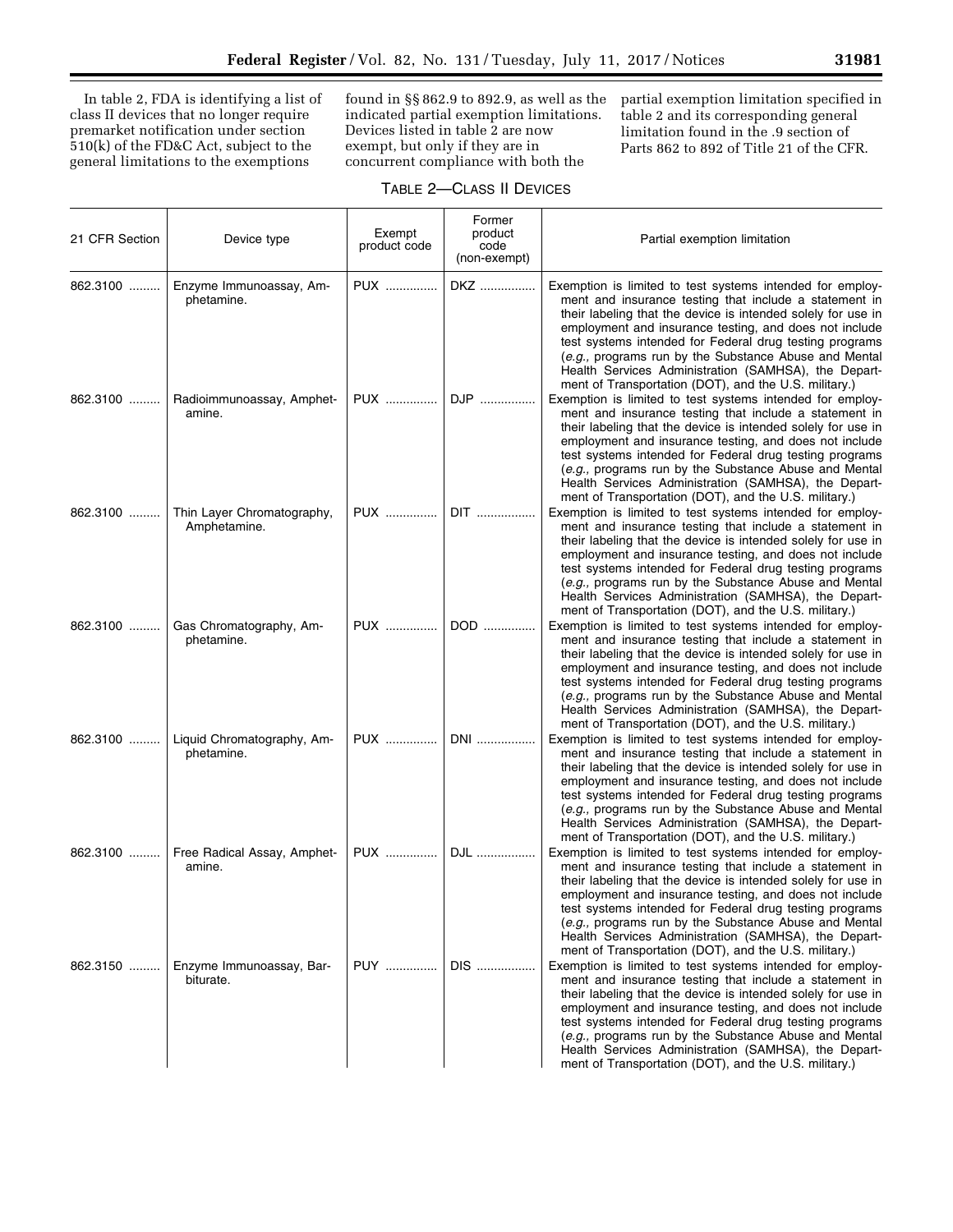In table 2, FDA is identifying a list of class II devices that no longer require premarket notification under section 510(k) of the FD&C Act, subject to the general limitations to the exemptions found in §§ 862.9 to 892.9, as well as the indicated partial exemption limitations. Devices listed in table 2 are now exempt, but only if they are in concurrent compliance with both the partial exemption limitation specified in table 2 and its corresponding general limitation found in the .9 section of Parts 862 to 892 of Title 21 of the CFR.

TABLE 2—CLASS II DEVICES

| 21 CFR Section | Device type | Exempt product code | Former product code (non-exempt) | Partial exemption limitation |
|---|---|---|---|---|
| 862.3100 | Enzyme Immunoassay, Amphetamine. | PUX | DKZ | Exemption is limited to test systems intended for employment and insurance testing that include a statement in their labeling that the device is intended solely for use in employment and insurance testing, and does not include test systems intended for Federal drug testing programs (*e.g.,* programs run by the Substance Abuse and Mental Health Services Administration (SAMHSA), the Department of Transportation (DOT), and the U.S. military.) |
| 862.3100 | Radioimmunoassay, Amphetamine. | PUX | DJP | Exemption is limited to test systems intended for employment and insurance testing that include a statement in their labeling that the device is intended solely for use in employment and insurance testing, and does not include test systems intended for Federal drug testing programs (*e.g.,* programs run by the Substance Abuse and Mental Health Services Administration (SAMHSA), the Department of Transportation (DOT), and the U.S. military.) |
| 862.3100 | Thin Layer Chromatography, Amphetamine. | PUX | DIT | Exemption is limited to test systems intended for employment and insurance testing that include a statement in their labeling that the device is intended solely for use in employment and insurance testing, and does not include test systems intended for Federal drug testing programs (*e.g.,* programs run by the Substance Abuse and Mental Health Services Administration (SAMHSA), the Department of Transportation (DOT), and the U.S. military.) |
| 862.3100 | Gas Chromatography, Amphetamine. | PUX | DOD | Exemption is limited to test systems intended for employment and insurance testing that include a statement in their labeling that the device is intended solely for use in employment and insurance testing, and does not include test systems intended for Federal drug testing programs (*e.g.,* programs run by the Substance Abuse and Mental Health Services Administration (SAMHSA), the Department of Transportation (DOT), and the U.S. military.) |
| 862.3100 | Liquid Chromatography, Amphetamine. | PUX | DNI | Exemption is limited to test systems intended for employment and insurance testing that include a statement in their labeling that the device is intended solely for use in employment and insurance testing, and does not include test systems intended for Federal drug testing programs (*e.g.,* programs run by the Substance Abuse and Mental Health Services Administration (SAMHSA), the Department of Transportation (DOT), and the U.S. military.) |
| 862.3100 | Free Radical Assay, Amphetamine. | PUX | DJL | Exemption is limited to test systems intended for employment and insurance testing that include a statement in their labeling that the device is intended solely for use in employment and insurance testing, and does not include test systems intended for Federal drug testing programs (*e.g.,* programs run by the Substance Abuse and Mental Health Services Administration (SAMHSA), the Department of Transportation (DOT), and the U.S. military.) |
| 862.3150 | Enzyme Immunoassay, Barbiturate. | PUY | DIS | Exemption is limited to test systems intended for employment and insurance testing that include a statement in their labeling that the device is intended solely for use in employment and insurance testing, and does not include test systems intended for Federal drug testing programs (*e.g.,* programs run by the Substance Abuse and Mental Health Services Administration (SAMHSA), the Department of Transportation (DOT), and the U.S. military.) |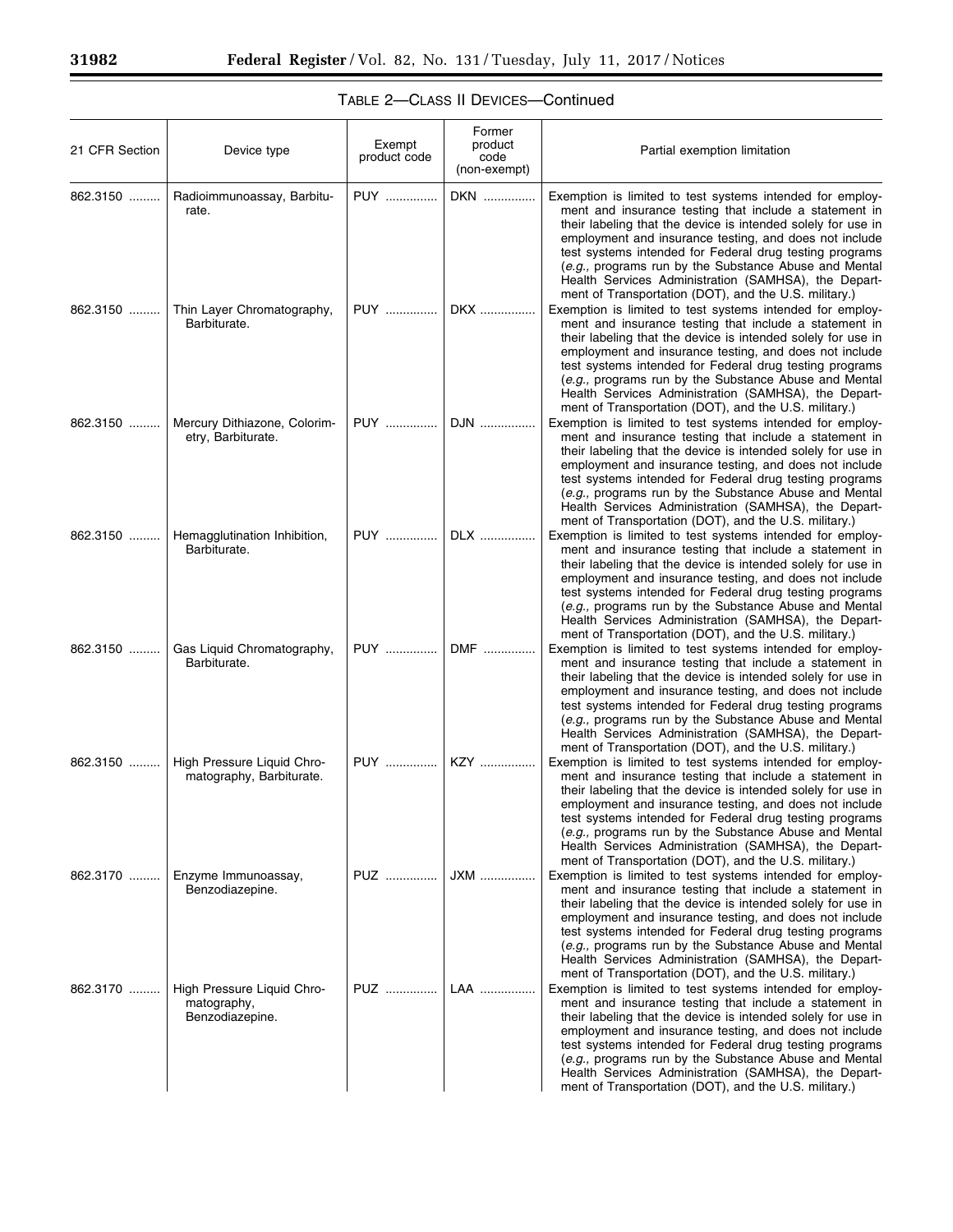TABLE 2—CLASS II DEVICES—Continued

| 21 CFR Section | Device type | Exempt product code | Former product code (non-exempt) | Partial exemption limitation |
| --- | --- | --- | --- | --- |
| 862.3150 | Radioimmunoassay, Barbiturate. | PUY | DKN | Exemption is limited to test systems intended for employment and insurance testing that include a statement in their labeling that the device is intended solely for use in employment and insurance testing, and does not include test systems intended for Federal drug testing programs (*e.g.,* programs run by the Substance Abuse and Mental Health Services Administration (SAMHSA), the Department of Transportation (DOT), and the U.S. military.) |
| 862.3150 | Thin Layer Chromatography, Barbiturate. | PUY | DKX | Exemption is limited to test systems intended for employment and insurance testing that include a statement in their labeling that the device is intended solely for use in employment and insurance testing, and does not include test systems intended for Federal drug testing programs (*e.g.,* programs run by the Substance Abuse and Mental Health Services Administration (SAMHSA), the Department of Transportation (DOT), and the U.S. military.) |
| 862.3150 | Mercury Dithiazone, Colorimetry, Barbiturate. | PUY | DJN | Exemption is limited to test systems intended for employment and insurance testing that include a statement in their labeling that the device is intended solely for use in employment and insurance testing, and does not include test systems intended for Federal drug testing programs (*e.g.,* programs run by the Substance Abuse and Mental Health Services Administration (SAMHSA), the Department of Transportation (DOT), and the U.S. military.) |
| 862.3150 | Hemagglutination Inhibition, Barbiturate. | PUY | DLX | Exemption is limited to test systems intended for employment and insurance testing that include a statement in their labeling that the device is intended solely for use in employment and insurance testing, and does not include test systems intended for Federal drug testing programs (*e.g.,* programs run by the Substance Abuse and Mental Health Services Administration (SAMHSA), the Department of Transportation (DOT), and the U.S. military.) |
| 862.3150 | Gas Liquid Chromatography, Barbiturate. | PUY | DMF | Exemption is limited to test systems intended for employment and insurance testing that include a statement in their labeling that the device is intended solely for use in employment and insurance testing, and does not include test systems intended for Federal drug testing programs (*e.g.,* programs run by the Substance Abuse and Mental Health Services Administration (SAMHSA), the Department of Transportation (DOT), and the U.S. military.) |
| 862.3150 | High Pressure Liquid Chromatography, Barbiturate. | PUY | KZY | Exemption is limited to test systems intended for employment and insurance testing that include a statement in their labeling that the device is intended solely for use in employment and insurance testing, and does not include test systems intended for Federal drug testing programs (*e.g.,* programs run by the Substance Abuse and Mental Health Services Administration (SAMHSA), the Department of Transportation (DOT), and the U.S. military.) |
| 862.3170 | Enzyme Immunoassay, Benzodiazepine. | PUZ | JXM | Exemption is limited to test systems intended for employment and insurance testing that include a statement in their labeling that the device is intended solely for use in employment and insurance testing, and does not include test systems intended for Federal drug testing programs (*e.g.,* programs run by the Substance Abuse and Mental Health Services Administration (SAMHSA), the Department of Transportation (DOT), and the U.S. military.) |
| 862.3170 | High Pressure Liquid Chromatography, Benzodiazepine. | PUZ | LAA | Exemption is limited to test systems intended for employment and insurance testing that include a statement in their labeling that the device is intended solely for use in employment and insurance testing, and does not include test systems intended for Federal drug testing programs (*e.g.,* programs run by the Substance Abuse and Mental Health Services Administration (SAMHSA), the Department of Transportation (DOT), and the U.S. military.) |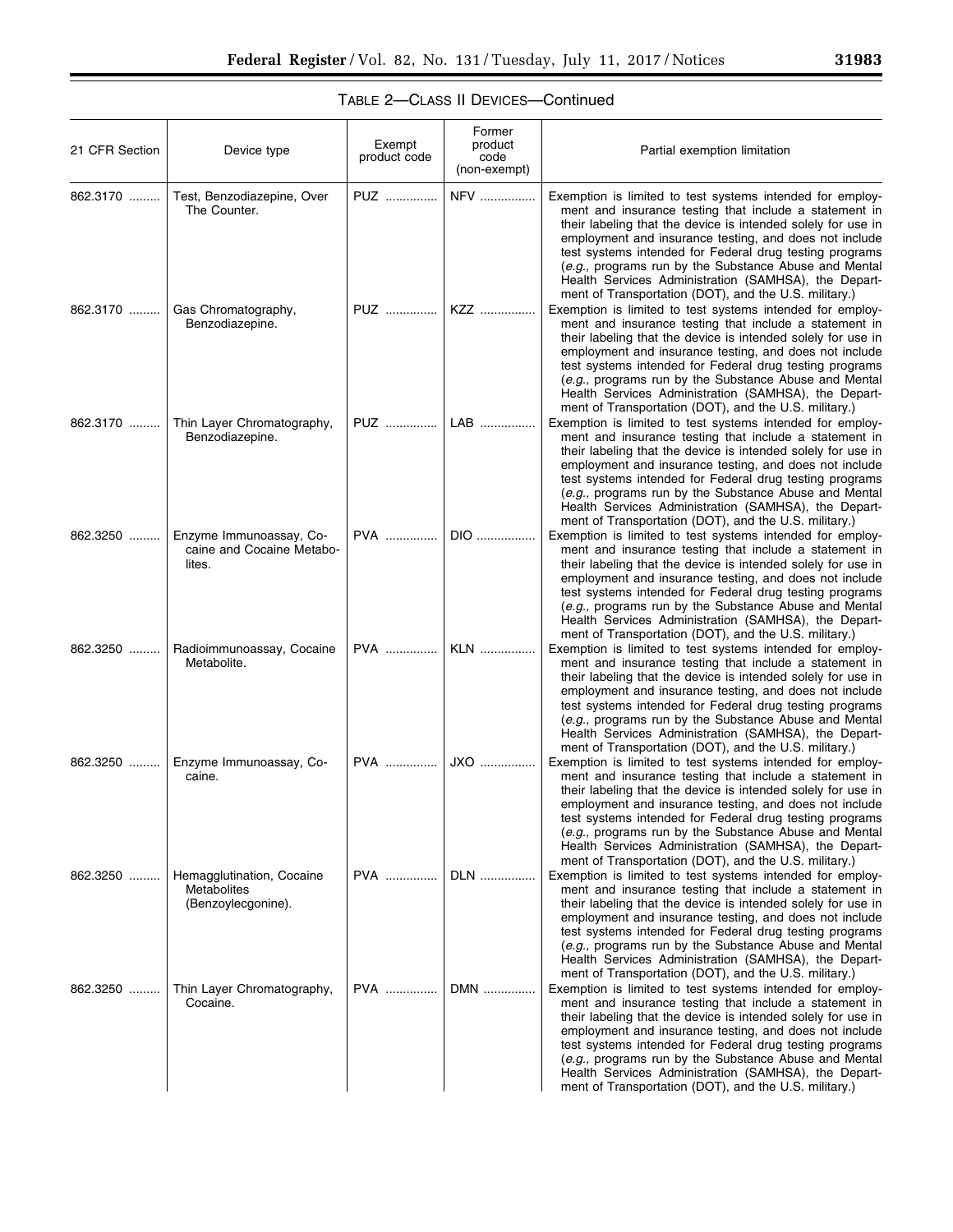TABLE 2—CLASS II DEVICES—Continued

| 21 CFR Section | Device type | Exempt product code | Former product code (non-exempt) | Partial exemption limitation |
|---|---|---|---|---|
| 862.3170 | Test, Benzodiazepine, Over The Counter. | PUZ | NFV | Exemption is limited to test systems intended for employment and insurance testing that include a statement in their labeling that the device is intended solely for use in employment and insurance testing, and does not include test systems intended for Federal drug testing programs (*e.g.,* programs run by the Substance Abuse and Mental Health Services Administration (SAMHSA), the Department of Transportation (DOT), and the U.S. military.) |
| 862.3170 | Gas Chromatography, Benzodiazepine. | PUZ | KZZ | Exemption is limited to test systems intended for employment and insurance testing that include a statement in their labeling that the device is intended solely for use in employment and insurance testing, and does not include test systems intended for Federal drug testing programs (*e.g.,* programs run by the Substance Abuse and Mental Health Services Administration (SAMHSA), the Department of Transportation (DOT), and the U.S. military.) |
| 862.3170 | Thin Layer Chromatography, Benzodiazepine. | PUZ | LAB | Exemption is limited to test systems intended for employment and insurance testing that include a statement in their labeling that the device is intended solely for use in employment and insurance testing, and does not include test systems intended for Federal drug testing programs (*e.g.,* programs run by the Substance Abuse and Mental Health Services Administration (SAMHSA), the Department of Transportation (DOT), and the U.S. military.) |
| 862.3250 | Enzyme Immunoassay, Cocaine and Cocaine Metabolites. | PVA | DIO | Exemption is limited to test systems intended for employment and insurance testing that include a statement in their labeling that the device is intended solely for use in employment and insurance testing, and does not include test systems intended for Federal drug testing programs (*e.g.,* programs run by the Substance Abuse and Mental Health Services Administration (SAMHSA), the Department of Transportation (DOT), and the U.S. military.) |
| 862.3250 | Radioimmunoassay, Cocaine Metabolite. | PVA | KLN | Exemption is limited to test systems intended for employment and insurance testing that include a statement in their labeling that the device is intended solely for use in employment and insurance testing, and does not include test systems intended for Federal drug testing programs (*e.g.,* programs run by the Substance Abuse and Mental Health Services Administration (SAMHSA), the Department of Transportation (DOT), and the U.S. military.) |
| 862.3250 | Enzyme Immunoassay, Cocaine. | PVA | JXO | Exemption is limited to test systems intended for employment and insurance testing that include a statement in their labeling that the device is intended solely for use in employment and insurance testing, and does not include test systems intended for Federal drug testing programs (*e.g.,* programs run by the Substance Abuse and Mental Health Services Administration (SAMHSA), the Department of Transportation (DOT), and the U.S. military.) |
| 862.3250 | Hemagglutination, Cocaine Metabolites (Benzoylecgonine). | PVA | DLN | Exemption is limited to test systems intended for employment and insurance testing that include a statement in their labeling that the device is intended solely for use in employment and insurance testing, and does not include test systems intended for Federal drug testing programs (*e.g.,* programs run by the Substance Abuse and Mental Health Services Administration (SAMHSA), the Department of Transportation (DOT), and the U.S. military.) |
| 862.3250 | Thin Layer Chromatography, Cocaine. | PVA | DMN | Exemption is limited to test systems intended for employment and insurance testing that include a statement in their labeling that the device is intended solely for use in employment and insurance testing, and does not include test systems intended for Federal drug testing programs (*e.g.,* programs run by the Substance Abuse and Mental Health Services Administration (SAMHSA), the Department of Transportation (DOT), and the U.S. military.) |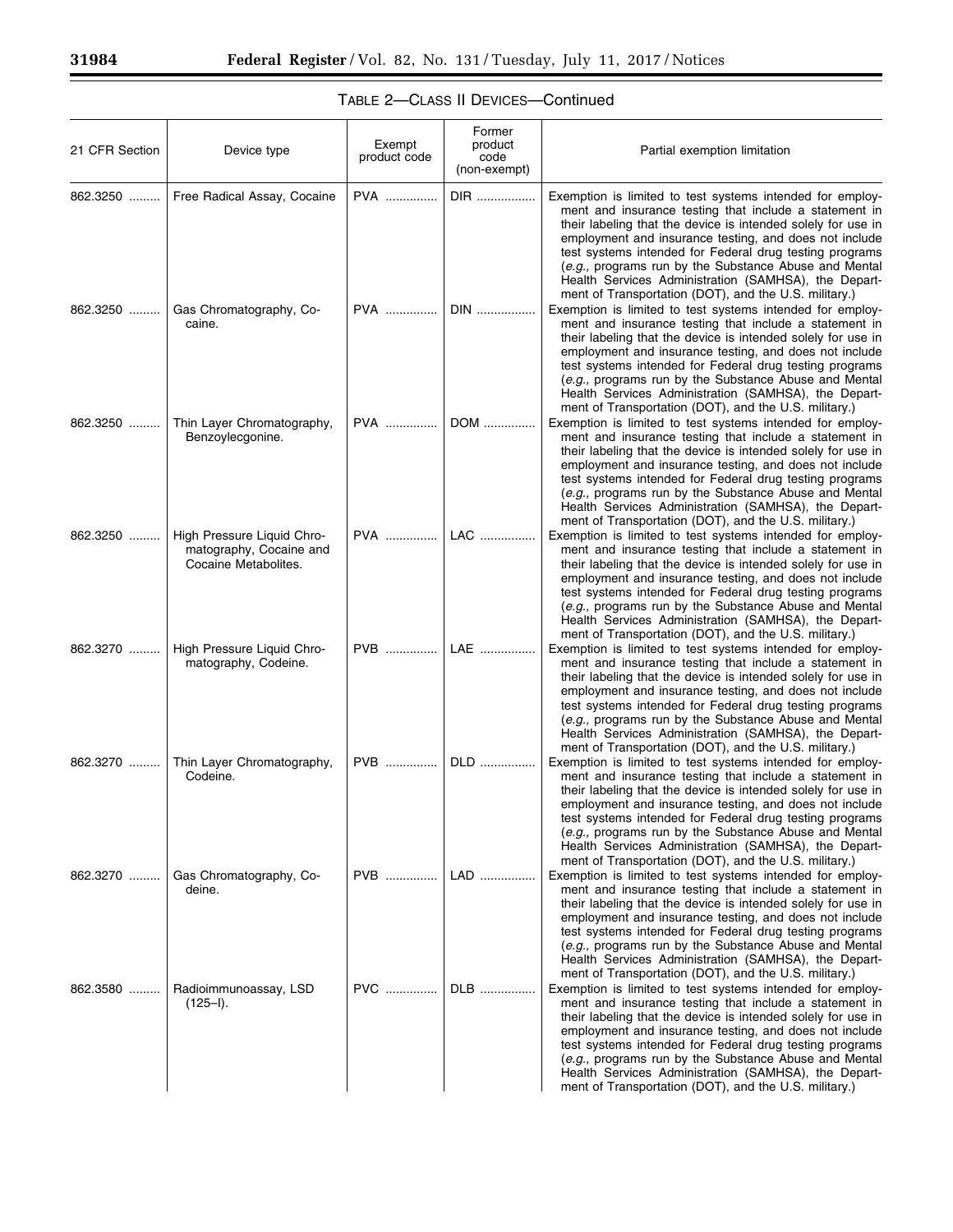TABLE 2—CLASS II DEVICES—Continued

| 21 CFR Section | Device type | Exempt product code | Former product code (non-exempt) | Partial exemption limitation |
| --- | --- | --- | --- | --- |
| 862.3250 | Free Radical Assay, Cocaine | PVA | DIR | Exemption is limited to test systems intended for employment and insurance testing that include a statement in their labeling that the device is intended solely for use in employment and insurance testing, and does not include test systems intended for Federal drug testing programs (*e.g.,* programs run by the Substance Abuse and Mental Health Services Administration (SAMHSA), the Department of Transportation (DOT), and the U.S. military.) |
| 862.3250 | Gas Chromatography, Cocaine. | PVA | DIN | Exemption is limited to test systems intended for employment and insurance testing that include a statement in their labeling that the device is intended solely for use in employment and insurance testing, and does not include test systems intended for Federal drug testing programs (*e.g.,* programs run by the Substance Abuse and Mental Health Services Administration (SAMHSA), the Department of Transportation (DOT), and the U.S. military.) |
| 862.3250 | Thin Layer Chromatography, Benzoylecgonine. | PVA | DOM | Exemption is limited to test systems intended for employment and insurance testing that include a statement in their labeling that the device is intended solely for use in employment and insurance testing, and does not include test systems intended for Federal drug testing programs (*e.g.,* programs run by the Substance Abuse and Mental Health Services Administration (SAMHSA), the Department of Transportation (DOT), and the U.S. military.) |
| 862.3250 | High Pressure Liquid Chromatography, Cocaine and Cocaine Metabolites. | PVA | LAC | Exemption is limited to test systems intended for employment and insurance testing that include a statement in their labeling that the device is intended solely for use in employment and insurance testing, and does not include test systems intended for Federal drug testing programs (*e.g.,* programs run by the Substance Abuse and Mental Health Services Administration (SAMHSA), the Department of Transportation (DOT), and the U.S. military.) |
| 862.3270 | High Pressure Liquid Chromatography, Codeine. | PVB | LAE | Exemption is limited to test systems intended for employment and insurance testing that include a statement in their labeling that the device is intended solely for use in employment and insurance testing, and does not include test systems intended for Federal drug testing programs (*e.g.,* programs run by the Substance Abuse and Mental Health Services Administration (SAMHSA), the Department of Transportation (DOT), and the U.S. military.) |
| 862.3270 | Thin Layer Chromatography, Codeine. | PVB | DLD | Exemption is limited to test systems intended for employment and insurance testing that include a statement in their labeling that the device is intended solely for use in employment and insurance testing, and does not include test systems intended for Federal drug testing programs (*e.g.,* programs run by the Substance Abuse and Mental Health Services Administration (SAMHSA), the Department of Transportation (DOT), and the U.S. military.) |
| 862.3270 | Gas Chromatography, Codeine. | PVB | LAD | Exemption is limited to test systems intended for employment and insurance testing that include a statement in their labeling that the device is intended solely for use in employment and insurance testing, and does not include test systems intended for Federal drug testing programs (*e.g.,* programs run by the Substance Abuse and Mental Health Services Administration (SAMHSA), the Department of Transportation (DOT), and the U.S. military.) |
| 862.3580 | Radioimmunoassay, LSD (125–I). | PVC | DLB | Exemption is limited to test systems intended for employment and insurance testing that include a statement in their labeling that the device is intended solely for use in employment and insurance testing, and does not include test systems intended for Federal drug testing programs (*e.g.,* programs run by the Substance Abuse and Mental Health Services Administration (SAMHSA), the Department of Transportation (DOT), and the U.S. military.) |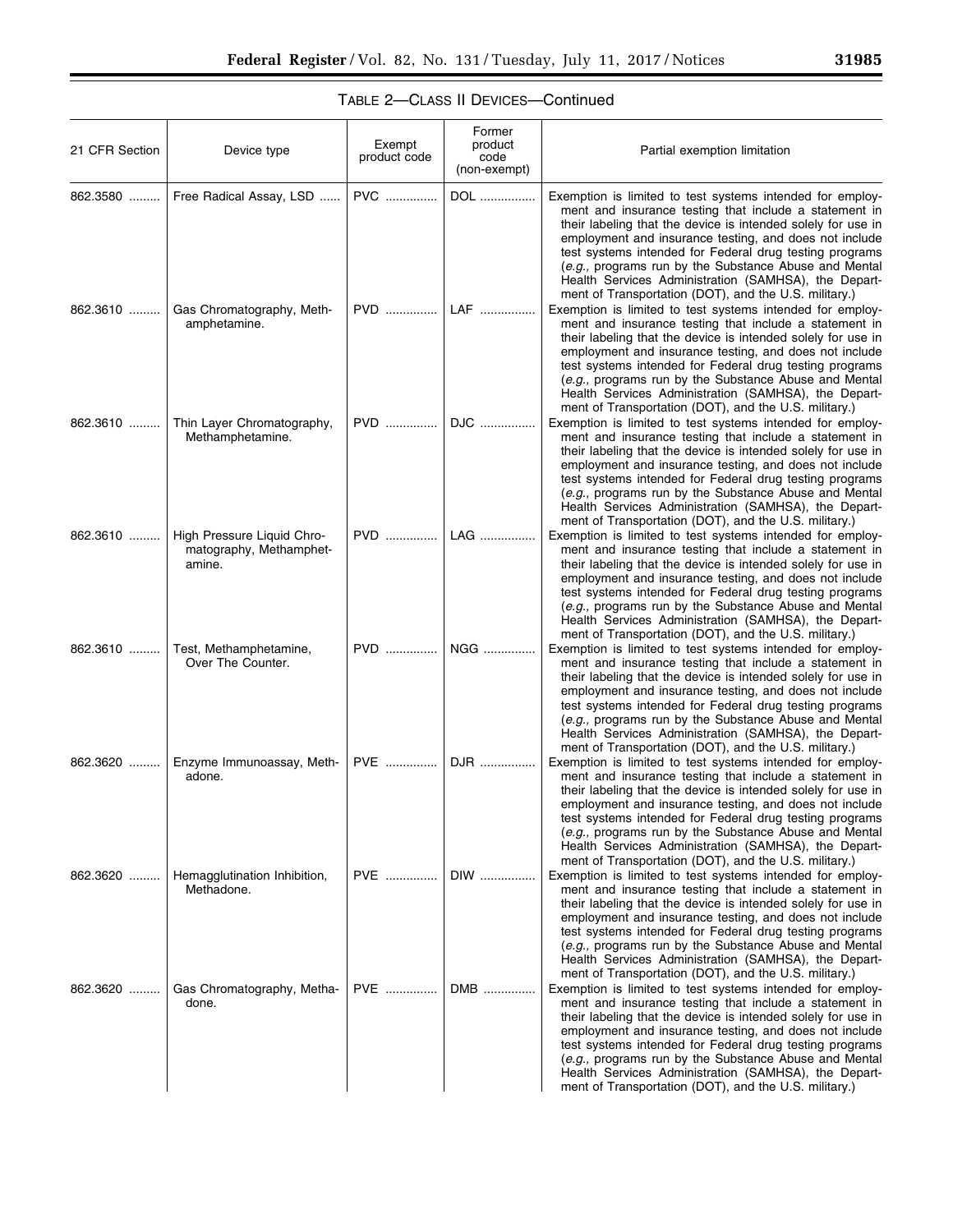TABLE 2—CLASS II DEVICES—Continued

| 21 CFR Section | Device type | Exempt product code | Former product code (non-exempt) | Partial exemption limitation |
| --- | --- | --- | --- | --- |
| 862.3580 | Free Radical Assay, LSD | PVC | DOL | Exemption is limited to test systems intended for employment and insurance testing that include a statement in their labeling that the device is intended solely for use in employment and insurance testing, and does not include test systems intended for Federal drug testing programs (*e.g.,* programs run by the Substance Abuse and Mental Health Services Administration (SAMHSA), the Department of Transportation (DOT), and the U.S. military.) |
| 862.3610 | Gas Chromatography, Methamphetamine. | PVD | LAF | Exemption is limited to test systems intended for employment and insurance testing that include a statement in their labeling that the device is intended solely for use in employment and insurance testing, and does not include test systems intended for Federal drug testing programs (*e.g.,* programs run by the Substance Abuse and Mental Health Services Administration (SAMHSA), the Department of Transportation (DOT), and the U.S. military.) |
| 862.3610 | Thin Layer Chromatography, Methamphetamine. | PVD | DJC | Exemption is limited to test systems intended for employment and insurance testing that include a statement in their labeling that the device is intended solely for use in employment and insurance testing, and does not include test systems intended for Federal drug testing programs (*e.g.,* programs run by the Substance Abuse and Mental Health Services Administration (SAMHSA), the Department of Transportation (DOT), and the U.S. military.) |
| 862.3610 | High Pressure Liquid Chromatography, Methamphetamine. | PVD | LAG | Exemption is limited to test systems intended for employment and insurance testing that include a statement in their labeling that the device is intended solely for use in employment and insurance testing, and does not include test systems intended for Federal drug testing programs (*e.g.,* programs run by the Substance Abuse and Mental Health Services Administration (SAMHSA), the Department of Transportation (DOT), and the U.S. military.) |
| 862.3610 | Test, Methamphetamine, Over The Counter. | PVD | NGG | Exemption is limited to test systems intended for employment and insurance testing that include a statement in their labeling that the device is intended solely for use in employment and insurance testing, and does not include test systems intended for Federal drug testing programs (*e.g.,* programs run by the Substance Abuse and Mental Health Services Administration (SAMHSA), the Department of Transportation (DOT), and the U.S. military.) |
| 862.3620 | Enzyme Immunoassay, Methadone. | PVE | DJR | Exemption is limited to test systems intended for employment and insurance testing that include a statement in their labeling that the device is intended solely for use in employment and insurance testing, and does not include test systems intended for Federal drug testing programs (*e.g.,* programs run by the Substance Abuse and Mental Health Services Administration (SAMHSA), the Department of Transportation (DOT), and the U.S. military.) |
| 862.3620 | Hemagglutination Inhibition, Methadone. | PVE | DIW | Exemption is limited to test systems intended for employment and insurance testing that include a statement in their labeling that the device is intended solely for use in employment and insurance testing, and does not include test systems intended for Federal drug testing programs (*e.g.,* programs run by the Substance Abuse and Mental Health Services Administration (SAMHSA), the Department of Transportation (DOT), and the U.S. military.) |
| 862.3620 | Gas Chromatography, Methadone. | PVE | DMB | Exemption is limited to test systems intended for employment and insurance testing that include a statement in their labeling that the device is intended solely for use in employment and insurance testing, and does not include test systems intended for Federal drug testing programs (*e.g.,* programs run by the Substance Abuse and Mental Health Services Administration (SAMHSA), the Department of Transportation (DOT), and the U.S. military.) |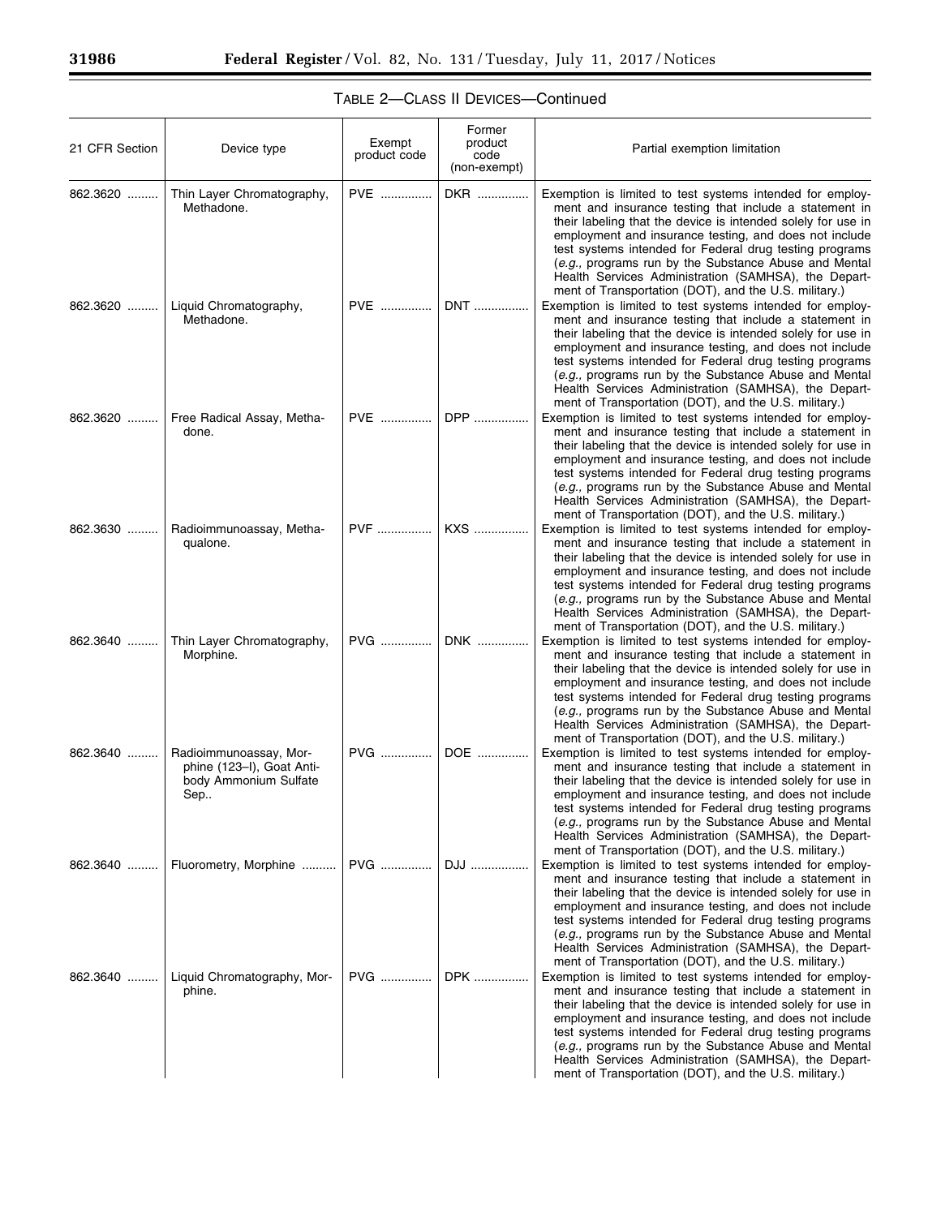TABLE 2—CLASS II DEVICES—Continued

| 21 CFR Section | Device type | Exempt product code | Former product code (non-exempt) | Partial exemption limitation |
| --- | --- | --- | --- | --- |
| 862.3620 | Thin Layer Chromatography, Methadone. | PVE | DKR | Exemption is limited to test systems intended for employment and insurance testing that include a statement in their labeling that the device is intended solely for use in employment and insurance testing, and does not include test systems intended for Federal drug testing programs (*e.g.,* programs run by the Substance Abuse and Mental Health Services Administration (SAMHSA), the Department of Transportation (DOT), and the U.S. military.) |
| 862.3620 | Liquid Chromatography, Methadone. | PVE | DNT | Exemption is limited to test systems intended for employment and insurance testing that include a statement in their labeling that the device is intended solely for use in employment and insurance testing, and does not include test systems intended for Federal drug testing programs (*e.g.,* programs run by the Substance Abuse and Mental Health Services Administration (SAMHSA), the Department of Transportation (DOT), and the U.S. military.) |
| 862.3620 | Free Radical Assay, Methadone. | PVE | DPP | Exemption is limited to test systems intended for employment and insurance testing that include a statement in their labeling that the device is intended solely for use in employment and insurance testing, and does not include test systems intended for Federal drug testing programs (*e.g.,* programs run by the Substance Abuse and Mental Health Services Administration (SAMHSA), the Department of Transportation (DOT), and the U.S. military.) |
| 862.3630 | Radioimmunoassay, Methaqualone. | PVF | KXS | Exemption is limited to test systems intended for employment and insurance testing that include a statement in their labeling that the device is intended solely for use in employment and insurance testing, and does not include test systems intended for Federal drug testing programs (*e.g.,* programs run by the Substance Abuse and Mental Health Services Administration (SAMHSA), the Department of Transportation (DOT), and the U.S. military.) |
| 862.3640 | Thin Layer Chromatography, Morphine. | PVG | DNK | Exemption is limited to test systems intended for employment and insurance testing that include a statement in their labeling that the device is intended solely for use in employment and insurance testing, and does not include test systems intended for Federal drug testing programs (*e.g.,* programs run by the Substance Abuse and Mental Health Services Administration (SAMHSA), the Department of Transportation (DOT), and the U.S. military.) |
| 862.3640 | Radioimmunoassay, Morphine (123–I), Goat Antibody Ammonium Sulfate Sep.. | PVG | DOE | Exemption is limited to test systems intended for employment and insurance testing that include a statement in their labeling that the device is intended solely for use in employment and insurance testing, and does not include test systems intended for Federal drug testing programs (*e.g.,* programs run by the Substance Abuse and Mental Health Services Administration (SAMHSA), the Department of Transportation (DOT), and the U.S. military.) |
| 862.3640 | Fluorometry, Morphine | PVG | DJJ | Exemption is limited to test systems intended for employment and insurance testing that include a statement in their labeling that the device is intended solely for use in employment and insurance testing, and does not include test systems intended for Federal drug testing programs (*e.g.,* programs run by the Substance Abuse and Mental Health Services Administration (SAMHSA), the Department of Transportation (DOT), and the U.S. military.) |
| 862.3640 | Liquid Chromatography, Morphine. | PVG | DPK | Exemption is limited to test systems intended for employment and insurance testing that include a statement in their labeling that the device is intended solely for use in employment and insurance testing, and does not include test systems intended for Federal drug testing programs (*e.g.,* programs run by the Substance Abuse and Mental Health Services Administration (SAMHSA), the Department of Transportation (DOT), and the U.S. military.) |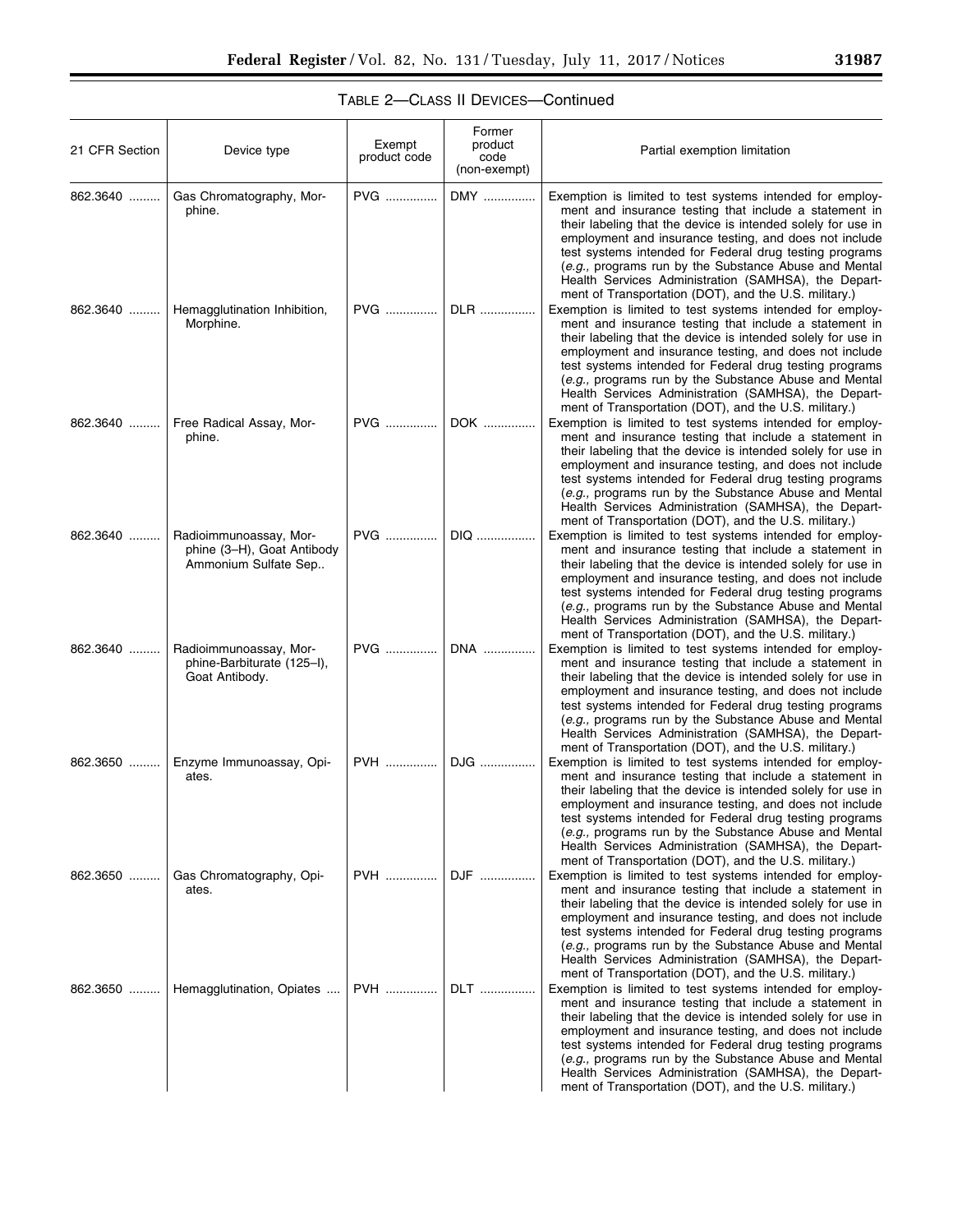TABLE 2—CLASS II DEVICES—Continued

| 21 CFR Section | Device type | Exempt product code | Former product code (non-exempt) | Partial exemption limitation |
|---|---|---|---|---|
| 862.3640 | Gas Chromatography, Morphine. | PVG | DMY | Exemption is limited to test systems intended for employment and insurance testing that include a statement in their labeling that the device is intended solely for use in employment and insurance testing, and does not include test systems intended for Federal drug testing programs (*e.g.,* programs run by the Substance Abuse and Mental Health Services Administration (SAMHSA), the Department of Transportation (DOT), and the U.S. military.) |
| 862.3640 | Hemagglutination Inhibition, Morphine. | PVG | DLR | Exemption is limited to test systems intended for employment and insurance testing that include a statement in their labeling that the device is intended solely for use in employment and insurance testing, and does not include test systems intended for Federal drug testing programs (*e.g.,* programs run by the Substance Abuse and Mental Health Services Administration (SAMHSA), the Department of Transportation (DOT), and the U.S. military.) |
| 862.3640 | Free Radical Assay, Morphine. | PVG | DOK | Exemption is limited to test systems intended for employment and insurance testing that include a statement in their labeling that the device is intended solely for use in employment and insurance testing, and does not include test systems intended for Federal drug testing programs (*e.g.,* programs run by the Substance Abuse and Mental Health Services Administration (SAMHSA), the Department of Transportation (DOT), and the U.S. military.) |
| 862.3640 | Radioimmunoassay, Morphine (3–H), Goat Antibody Ammonium Sulfate Sep.. | PVG | DIQ | Exemption is limited to test systems intended for employment and insurance testing that include a statement in their labeling that the device is intended solely for use in employment and insurance testing, and does not include test systems intended for Federal drug testing programs (*e.g.,* programs run by the Substance Abuse and Mental Health Services Administration (SAMHSA), the Department of Transportation (DOT), and the U.S. military.) |
| 862.3640 | Radioimmunoassay, Morphine-Barbiturate (125–I), Goat Antibody. | PVG | DNA | Exemption is limited to test systems intended for employment and insurance testing that include a statement in their labeling that the device is intended solely for use in employment and insurance testing, and does not include test systems intended for Federal drug testing programs (*e.g.,* programs run by the Substance Abuse and Mental Health Services Administration (SAMHSA), the Department of Transportation (DOT), and the U.S. military.) |
| 862.3650 | Enzyme Immunoassay, Opiates. | PVH | DJG | Exemption is limited to test systems intended for employment and insurance testing that include a statement in their labeling that the device is intended solely for use in employment and insurance testing, and does not include test systems intended for Federal drug testing programs (*e.g.,* programs run by the Substance Abuse and Mental Health Services Administration (SAMHSA), the Department of Transportation (DOT), and the U.S. military.) |
| 862.3650 | Gas Chromatography, Opiates. | PVH | DJF | Exemption is limited to test systems intended for employment and insurance testing that include a statement in their labeling that the device is intended solely for use in employment and insurance testing, and does not include test systems intended for Federal drug testing programs (*e.g.,* programs run by the Substance Abuse and Mental Health Services Administration (SAMHSA), the Department of Transportation (DOT), and the U.S. military.) |
| 862.3650 | Hemagglutination, Opiates | PVH | DLT | Exemption is limited to test systems intended for employment and insurance testing that include a statement in their labeling that the device is intended solely for use in employment and insurance testing, and does not include test systems intended for Federal drug testing programs (*e.g.,* programs run by the Substance Abuse and Mental Health Services Administration (SAMHSA), the Department of Transportation (DOT), and the U.S. military.) |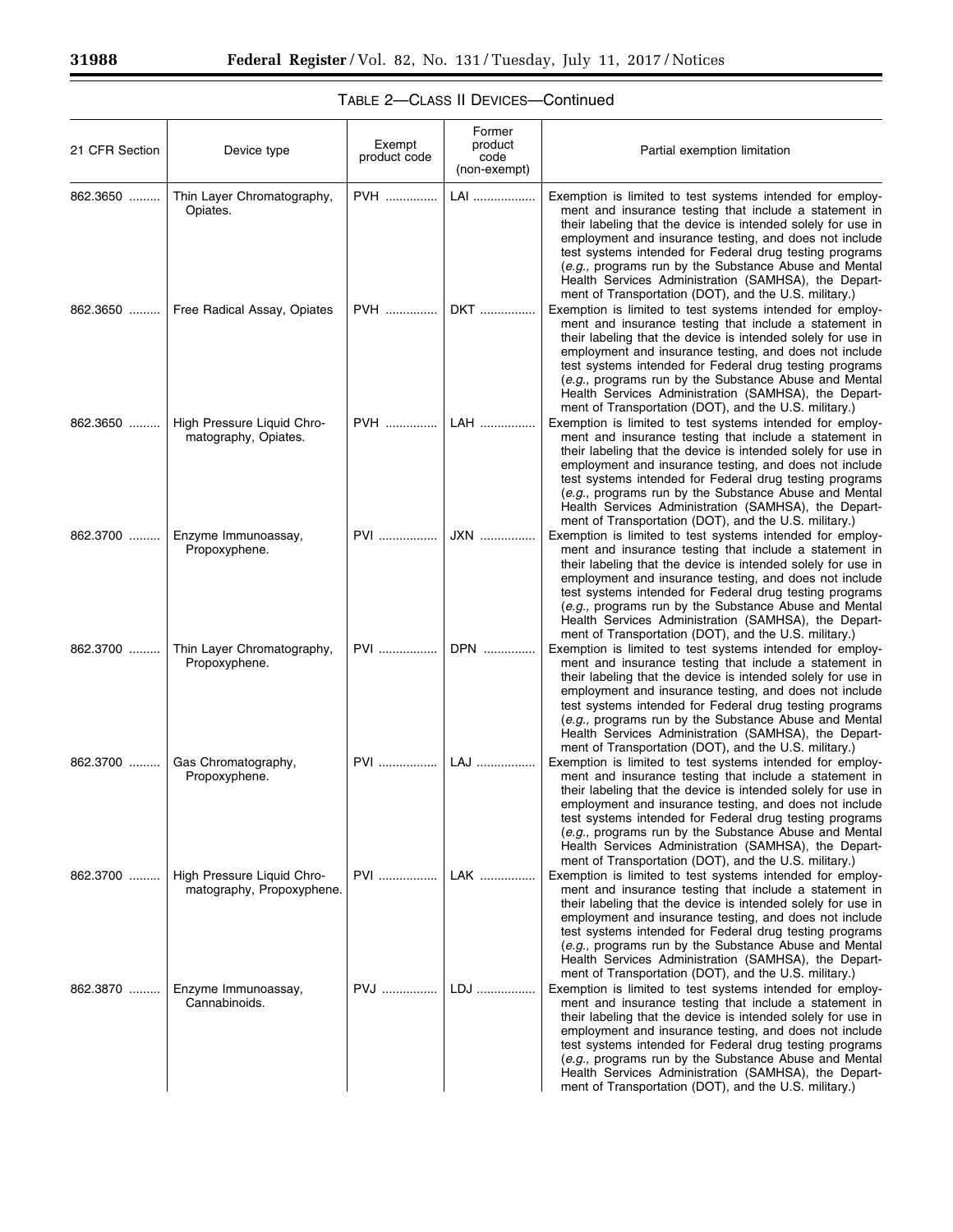### TABLE 2—CLASS II DEVICES—Continued

| 21 CFR Section | Device type | Exempt product code | Former product code (non-exempt) | Partial exemption limitation |
| --- | --- | --- | --- | --- |
| 862.3650 | Thin Layer Chromatography, Opiates. | PVH | LAI | Exemption is limited to test systems intended for employment and insurance testing that include a statement in their labeling that the device is intended solely for use in employment and insurance testing, and does not include test systems intended for Federal drug testing programs (*e.g.,* programs run by the Substance Abuse and Mental Health Services Administration (SAMHSA), the Department of Transportation (DOT), and the U.S. military.) |
| 862.3650 | Free Radical Assay, Opiates | PVH | DKT | Exemption is limited to test systems intended for employment and insurance testing that include a statement in their labeling that the device is intended solely for use in employment and insurance testing, and does not include test systems intended for Federal drug testing programs (*e.g.,* programs run by the Substance Abuse and Mental Health Services Administration (SAMHSA), the Department of Transportation (DOT), and the U.S. military.) |
| 862.3650 | High Pressure Liquid Chromatography, Opiates. | PVH | LAH | Exemption is limited to test systems intended for employment and insurance testing that include a statement in their labeling that the device is intended solely for use in employment and insurance testing, and does not include test systems intended for Federal drug testing programs (*e.g.,* programs run by the Substance Abuse and Mental Health Services Administration (SAMHSA), the Department of Transportation (DOT), and the U.S. military.) |
| 862.3700 | Enzyme Immunoassay, Propoxyphene. | PVI | JXN | Exemption is limited to test systems intended for employment and insurance testing that include a statement in their labeling that the device is intended solely for use in employment and insurance testing, and does not include test systems intended for Federal drug testing programs (*e.g.,* programs run by the Substance Abuse and Mental Health Services Administration (SAMHSA), the Department of Transportation (DOT), and the U.S. military.) |
| 862.3700 | Thin Layer Chromatography, Propoxyphene. | PVI | DPN | Exemption is limited to test systems intended for employment and insurance testing that include a statement in their labeling that the device is intended solely for use in employment and insurance testing, and does not include test systems intended for Federal drug testing programs (*e.g.,* programs run by the Substance Abuse and Mental Health Services Administration (SAMHSA), the Department of Transportation (DOT), and the U.S. military.) |
| 862.3700 | Gas Chromatography, Propoxyphene. | PVI | LAJ | Exemption is limited to test systems intended for employment and insurance testing that include a statement in their labeling that the device is intended solely for use in employment and insurance testing, and does not include test systems intended for Federal drug testing programs (*e.g.,* programs run by the Substance Abuse and Mental Health Services Administration (SAMHSA), the Department of Transportation (DOT), and the U.S. military.) |
| 862.3700 | High Pressure Liquid Chromatography, Propoxyphene. | PVI | LAK | Exemption is limited to test systems intended for employment and insurance testing that include a statement in their labeling that the device is intended solely for use in employment and insurance testing, and does not include test systems intended for Federal drug testing programs (*e.g.,* programs run by the Substance Abuse and Mental Health Services Administration (SAMHSA), the Department of Transportation (DOT), and the U.S. military.) |
| 862.3870 | Enzyme Immunoassay, Cannabinoids. | PVJ | LDJ | Exemption is limited to test systems intended for employment and insurance testing that include a statement in their labeling that the device is intended solely for use in employment and insurance testing, and does not include test systems intended for Federal drug testing programs (*e.g.,* programs run by the Substance Abuse and Mental Health Services Administration (SAMHSA), the Department of Transportation (DOT), and the U.S. military.) |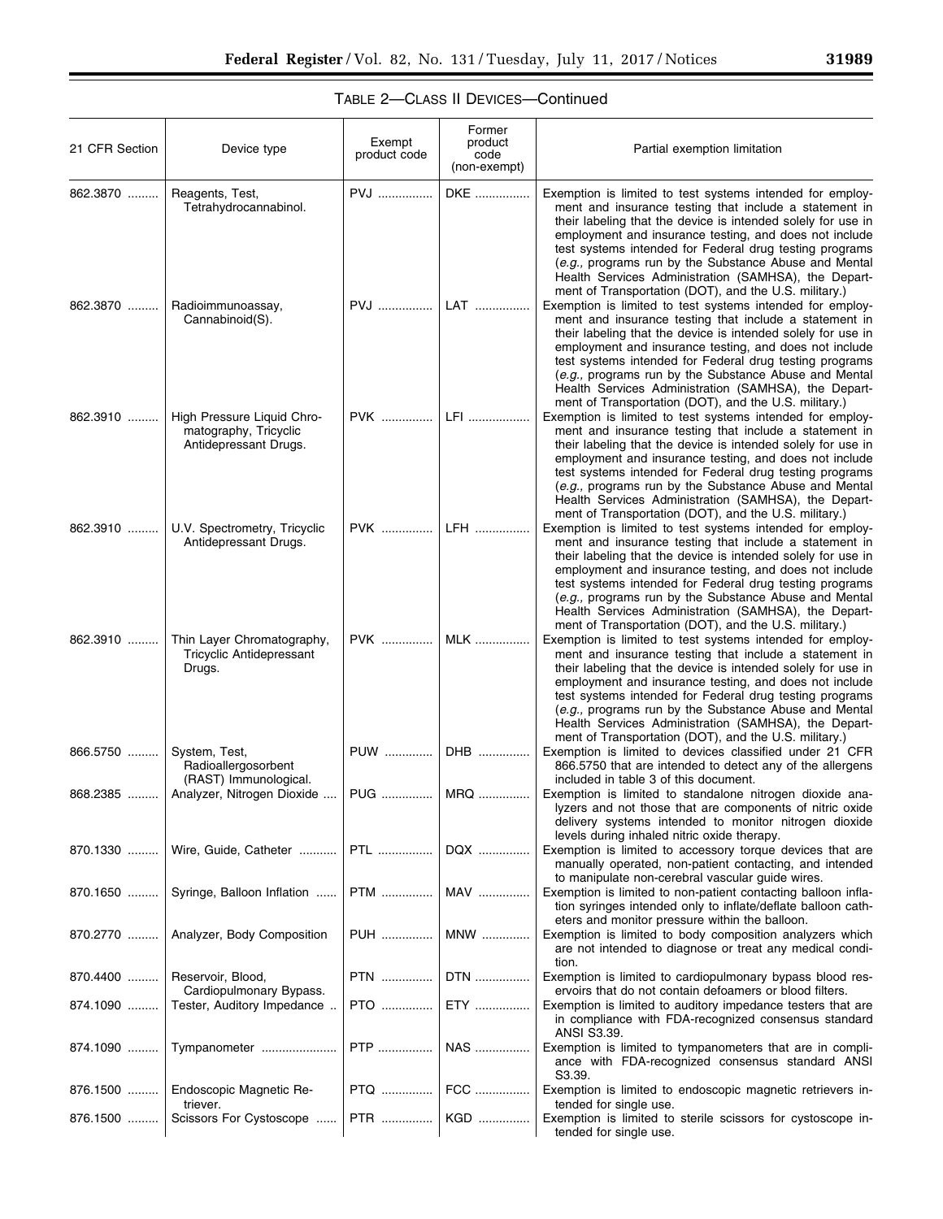TABLE 2—CLASS II DEVICES—Continued

| 21 CFR Section | Device type | Exempt product code | Former product code (non-exempt) | Partial exemption limitation |
|---|---|---|---|---|
| 862.3870 | Reagents, Test, Tetrahydrocannabinol. | PVJ | DKE | Exemption is limited to test systems intended for employment and insurance testing that include a statement in their labeling that the device is intended solely for use in employment and insurance testing, and does not include test systems intended for Federal drug testing programs (*e.g.,* programs run by the Substance Abuse and Mental Health Services Administration (SAMHSA), the Department of Transportation (DOT), and the U.S. military.) |
| 862.3870 | Radioimmunoassay, Cannabinoid(S). | PVJ | LAT | Exemption is limited to test systems intended for employment and insurance testing that include a statement in their labeling that the device is intended solely for use in employment and insurance testing, and does not include test systems intended for Federal drug testing programs (*e.g.,* programs run by the Substance Abuse and Mental Health Services Administration (SAMHSA), the Department of Transportation (DOT), and the U.S. military.) |
| 862.3910 | High Pressure Liquid Chromatography, Tricyclic Antidepressant Drugs. | PVK | LFI | Exemption is limited to test systems intended for employment and insurance testing that include a statement in their labeling that the device is intended solely for use in employment and insurance testing, and does not include test systems intended for Federal drug testing programs (*e.g.,* programs run by the Substance Abuse and Mental Health Services Administration (SAMHSA), the Department of Transportation (DOT), and the U.S. military.) |
| 862.3910 | U.V. Spectrometry, Tricyclic Antidepressant Drugs. | PVK | LFH | Exemption is limited to test systems intended for employment and insurance testing that include a statement in their labeling that the device is intended solely for use in employment and insurance testing, and does not include test systems intended for Federal drug testing programs (*e.g.,* programs run by the Substance Abuse and Mental Health Services Administration (SAMHSA), the Department of Transportation (DOT), and the U.S. military.) |
| 862.3910 | Thin Layer Chromatography, Tricyclic Antidepressant Drugs. | PVK | MLK | Exemption is limited to test systems intended for employment and insurance testing that include a statement in their labeling that the device is intended solely for use in employment and insurance testing, and does not include test systems intended for Federal drug testing programs (*e.g.,* programs run by the Substance Abuse and Mental Health Services Administration (SAMHSA), the Department of Transportation (DOT), and the U.S. military.) |
| 866.5750 | System, Test, Radioallergosorbent (RAST) Immunological. | PUW | DHB | Exemption is limited to devices classified under 21 CFR 866.5750 that are intended to detect any of the allergens included in table 3 of this document. |
| 868.2385 | Analyzer, Nitrogen Dioxide | PUG | MRQ | Exemption is limited to standalone nitrogen dioxide analyzers and not those that are components of nitric oxide delivery systems intended to monitor nitrogen dioxide levels during inhaled nitric oxide therapy. |
| 870.1330 | Wire, Guide, Catheter | PTL | DQX | Exemption is limited to accessory torque devices that are manually operated, non-patient contacting, and intended to manipulate non-cerebral vascular guide wires. |
| 870.1650 | Syringe, Balloon Inflation | PTM | MAV | Exemption is limited to non-patient contacting balloon inflation syringes intended only to inflate/deflate balloon catheters and monitor pressure within the balloon. |
| 870.2770 | Analyzer, Body Composition | PUH | MNW | Exemption is limited to body composition analyzers which are not intended to diagnose or treat any medical condition. |
| 870.4400 | Reservoir, Blood, Cardiopulmonary Bypass. | PTN | DTN | Exemption is limited to cardiopulmonary bypass blood reservoirs that do not contain defoamers or blood filters. |
| 874.1090 | Tester, Auditory Impedance | PTO | ETY | Exemption is limited to auditory impedance testers that are in compliance with FDA-recognized consensus standard ANSI S3.39. |
| 874.1090 | Tympanometer | PTP | NAS | Exemption is limited to tympanometers that are in compliance with FDA-recognized consensus standard ANSI S3.39. |
| 876.1500 | Endoscopic Magnetic Retriever. | PTQ | FCC | Exemption is limited to endoscopic magnetic retrievers intended for single use. |
| 876.1500 | Scissors For Cystoscope | PTR | KGD | Exemption is limited to sterile scissors for cystoscope intended for single use. |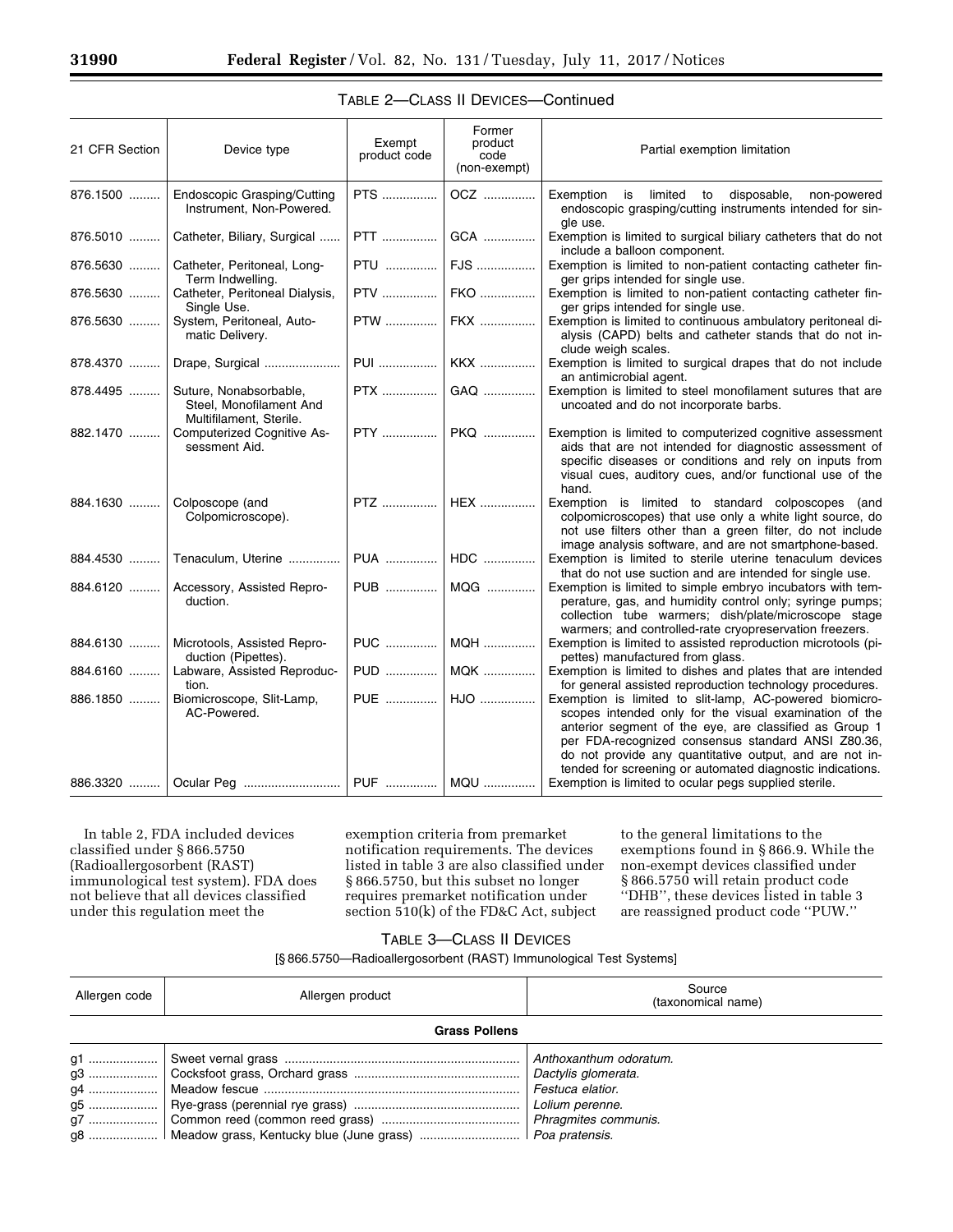TABLE 2—CLASS II DEVICES—Continued

| 21 CFR Section | Device type | Exempt product code | Former product code (non-exempt) | Partial exemption limitation |
|---|---|---|---|---|
| 876.1500 | Endoscopic Grasping/Cutting Instrument, Non-Powered. | PTS | OCZ | Exemption is limited to disposable, non-powered endoscopic grasping/cutting instruments intended for single use. |
| 876.5010 | Catheter, Biliary, Surgical | PTT | GCA | Exemption is limited to surgical biliary catheters that do not include a balloon component. |
| 876.5630 | Catheter, Peritoneal, Long-Term Indwelling. | PTU | FJS | Exemption is limited to non-patient contacting catheter finger grips intended for single use. |
| 876.5630 | Catheter, Peritoneal Dialysis, Single Use. | PTV | FKO | Exemption is limited to non-patient contacting catheter finger grips intended for single use. |
| 876.5630 | System, Peritoneal, Automatic Delivery. | PTW | FKX | Exemption is limited to continuous ambulatory peritoneal dialysis (CAPD) belts and catheter stands that do not include weigh scales. |
| 878.4370 | Drape, Surgical | PUI | KKX | Exemption is limited to surgical drapes that do not include an antimicrobial agent. |
| 878.4495 | Suture, Nonabsorbable, Steel, Monofilament And Multifilament, Sterile. | PTX | GAQ | Exemption is limited to steel monofilament sutures that are uncoated and do not incorporate barbs. |
| 882.1470 | Computerized Cognitive Assessment Aid. | PTY | PKQ | Exemption is limited to computerized cognitive assessment aids that are not intended for diagnostic assessment of specific diseases or conditions and rely on inputs from visual cues, auditory cues, and/or functional use of the hand. |
| 884.1630 | Colposcope (and Colpomicroscope). | PTZ | HEX | Exemption is limited to standard colposcopes (and colpomicroscopes) that use only a white light source, do not use filters other than a green filter, do not include image analysis software, and are not smartphone-based. |
| 884.4530 | Tenaculum, Uterine | PUA | HDC | Exemption is limited to sterile uterine tenaculum devices that do not use suction and are intended for single use. |
| 884.6120 | Accessory, Assisted Reproduction. | PUB | MQG | Exemption is limited to simple embryo incubators with temperature, gas, and humidity control only; syringe pumps; collection tube warmers; dish/plate/microscope stage warmers; and controlled-rate cryopreservation freezers. |
| 884.6130 | Microtools, Assisted Reproduction (Pipettes). | PUC | MQH | Exemption is limited to assisted reproduction microtools (pipettes) manufactured from glass. |
| 884.6160 | Labware, Assisted Reproduction. | PUD | MQK | Exemption is limited to dishes and plates that are intended for general assisted reproduction technology procedures. |
| 886.1850 | Biomicroscope, Slit-Lamp, AC-Powered. | PUE | HJO | Exemption is limited to slit-lamp, AC-powered biomicroscopes intended only for the visual examination of the anterior segment of the eye, are classified as Group 1 per FDA-recognized consensus standard ANSI Z80.36, do not provide any quantitative output, and are not intended for screening or automated diagnostic indications. |
| 886.3320 | Ocular Peg | PUF | MQU | Exemption is limited to ocular pegs supplied sterile. |

In table 2, FDA included devices classified under § 866.5750 (Radioallergosorbent (RAST) immunological test system). FDA does not believe that all devices classified under this regulation meet the exemption criteria from premarket notification requirements. The devices listed in table 3 are also classified under § 866.5750, but this subset no longer requires premarket notification under section 510(k) of the FD&C Act, subject to the general limitations to the exemptions found in § 866.9. While the non-exempt devices classified under § 866.5750 will retain product code ''DHB'', these devices listed in table 3 are reassigned product code ''PUW.''

TABLE 3—CLASS II DEVICES

[§ 866.5750—Radioallergosorbent (RAST) Immunological Test Systems]

| Allergen code | Allergen product | Source (taxonomical name) |
|---|---|---|
| **Grass Pollens** | | |
| g1 | Sweet vernal grass | *Anthoxanthum odoratum.* |
| g3 | Cocksfoot grass, Orchard grass | *Dactylis glomerata.* |
| g4 | Meadow fescue | *Festuca elatior.* |
| g5 | Rye-grass (perennial rye grass) | *Lolium perenne.* |
| g7 | Common reed (common reed grass) | *Phragmites communis.* |
| g8 | Meadow grass, Kentucky blue (June grass) | *Poa pratensis.* |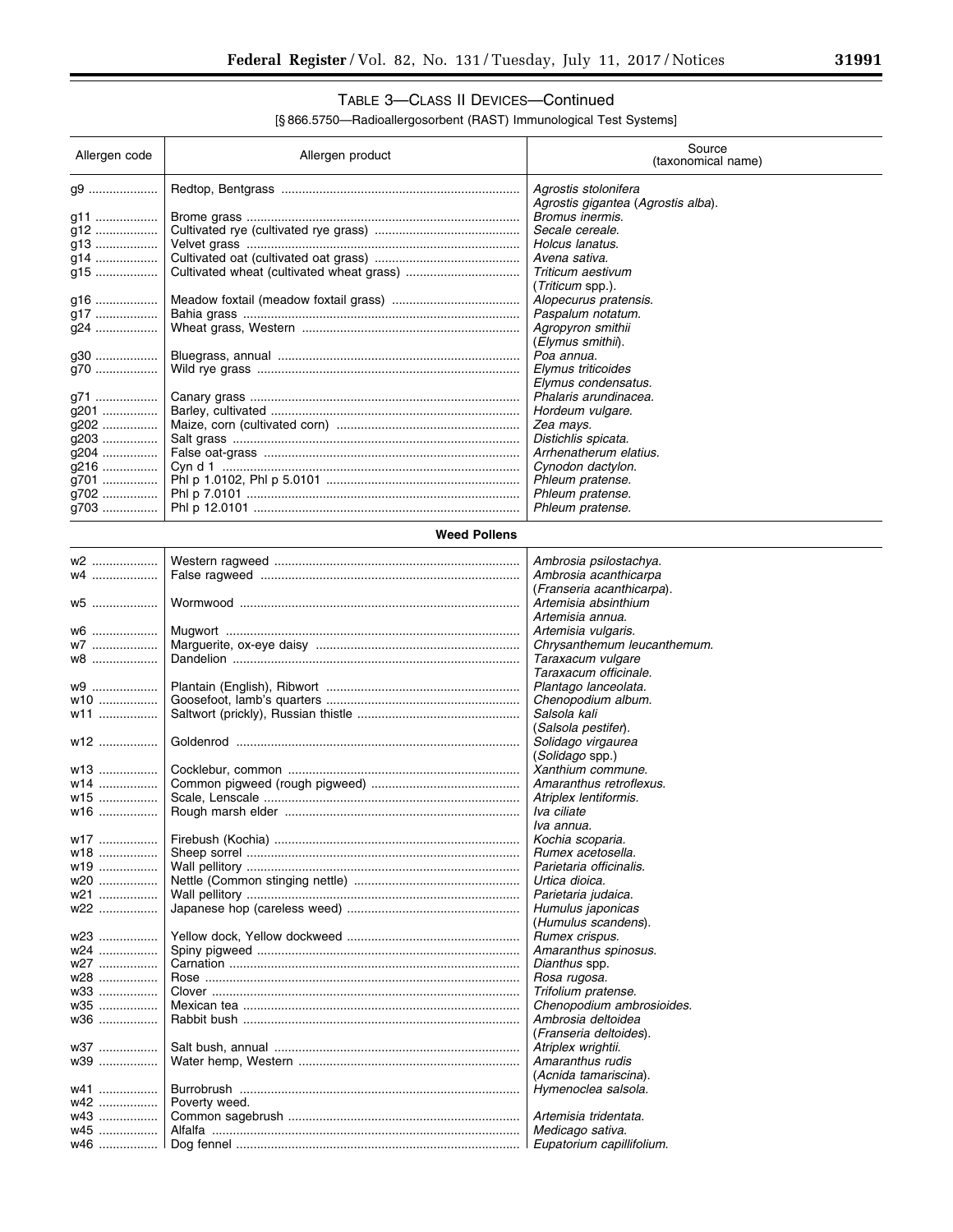### TABLE 3—CLASS II DEVICES—Continued

[§ 866.5750—Radioallergosorbent (RAST) Immunological Test Systems]

| Allergen code | Allergen product | Source (taxonomical name) |
|---|---|---|
| g9 | Redtop, Bentgrass | *Agrostis stolonifera* *Agrostis gigantea* (*Agrostis alba*). |
| g11 | Brome grass | *Bromus inermis.* |
| g12 | Cultivated rye (cultivated rye grass) | *Secale cereale.* |
| g13 | Velvet grass | *Holcus lanatus.* |
| g14 | Cultivated oat (cultivated oat grass) | *Avena sativa.* |
| g15 | Cultivated wheat (cultivated wheat grass) | *Triticum aestivum* (*Triticum* spp.). |
| g16 | Meadow foxtail (meadow foxtail grass) | *Alopecurus pratensis.* |
| g17 | Bahia grass | *Paspalum notatum.* |
| g24 | Wheat grass, Western | *Agropyron smithii* (*Elymus smithii*). |
| g30 | Bluegrass, annual | *Poa annua.* |
| g70 | Wild rye grass | *Elymus triticoides* *Elymus condensatus.* |
| g71 | Canary grass | *Phalaris arundinacea.* |
| g201 | Barley, cultivated | *Hordeum vulgare.* |
| g202 | Maize, corn (cultivated corn) | *Zea mays.* |
| g203 | Salt grass | *Distichlis spicata.* |
| g204 | False oat-grass | *Arrhenatherum elatius.* |
| g216 | Cyn d 1 | *Cynodon dactylon.* |
| g701 | Phl p 1.0102, Phl p 5.0101 | *Phleum pratense.* |
| g702 | Phl p 7.0101 | *Phleum pratense.* |
| g703 | Phl p 12.0101 | *Phleum pratense.* |
| | **Weed Pollens** | |
| w2 | Western ragweed | *Ambrosia psilostachya.* |
| w4 | False ragweed | *Ambrosia acanthicarpa* (*Franseria acanthicarpa*). |
| w5 | Wormwood | *Artemisia absinthium* *Artemisia annua.* |
| w6 | Mugwort | *Artemisia vulgaris.* |
| w7 | Marguerite, ox-eye daisy | *Chrysanthemum leucanthemum.* |
| w8 | Dandelion | *Taraxacum vulgare* *Taraxacum officinale.* |
| w9 | Plantain (English), Ribwort | *Plantago lanceolata.* |
| w10 | Goosefoot, lamb's quarters | *Chenopodium album.* |
| w11 | Saltwort (prickly), Russian thistle | *Salsola kali* (*Salsola pestifer*). |
| w12 | Goldenrod | *Solidago virgaurea* (*Solidago* spp.) |
| w13 | Cocklebur, common | *Xanthium commune.* |
| w14 | Common pigweed (rough pigweed) | *Amaranthus retroflexus.* |
| w15 | Scale, Lenscale | *Atriplex lentiformis.* |
| w16 | Rough marsh elder | *Iva ciliate* *Iva annua.* |
| w17 | Firebush (Kochia) | *Kochia scoparia.* |
| w18 | Sheep sorrel | *Rumex acetosella.* |
| w19 | Wall pellitory | *Parietaria officinalis.* |
| w20 | Nettle (Common stinging nettle) | *Urtica dioica.* |
| w21 | Wall pellitory | *Parietaria judaica.* |
| w22 | Japanese hop (careless weed) | *Humulus japonicas* (*Humulus scandens*). |
| w23 | Yellow dock, Yellow dockweed | *Rumex crispus.* |
| w24 | Spiny pigweed | *Amaranthus spinosus.* |
| w27 | Carnation | *Dianthus* spp. |
| w28 | Rose | *Rosa rugosa.* |
| w33 | Clover | *Trifolium pratense.* |
| w35 | Mexican tea | *Chenopodium ambrosioides.* |
| w36 | Rabbit bush | *Ambrosia deltoidea* (*Franseria deltoides*). |
| w37 | Salt bush, annual | *Atriplex wrightii.* |
| w39 | Water hemp, Western | *Amaranthus rudis* (*Acnida tamariscina*). |
| w41 | Burrobrush | *Hymenoclea salsola.* |
| w42 | Poverty weed. | |
| w43 | Common sagebrush | *Artemisia tridentata.* |
| w45 | Alfalfa | *Medicago sativa.* |
| w46 | Dog fennel | *Eupatorium capillifolium.* |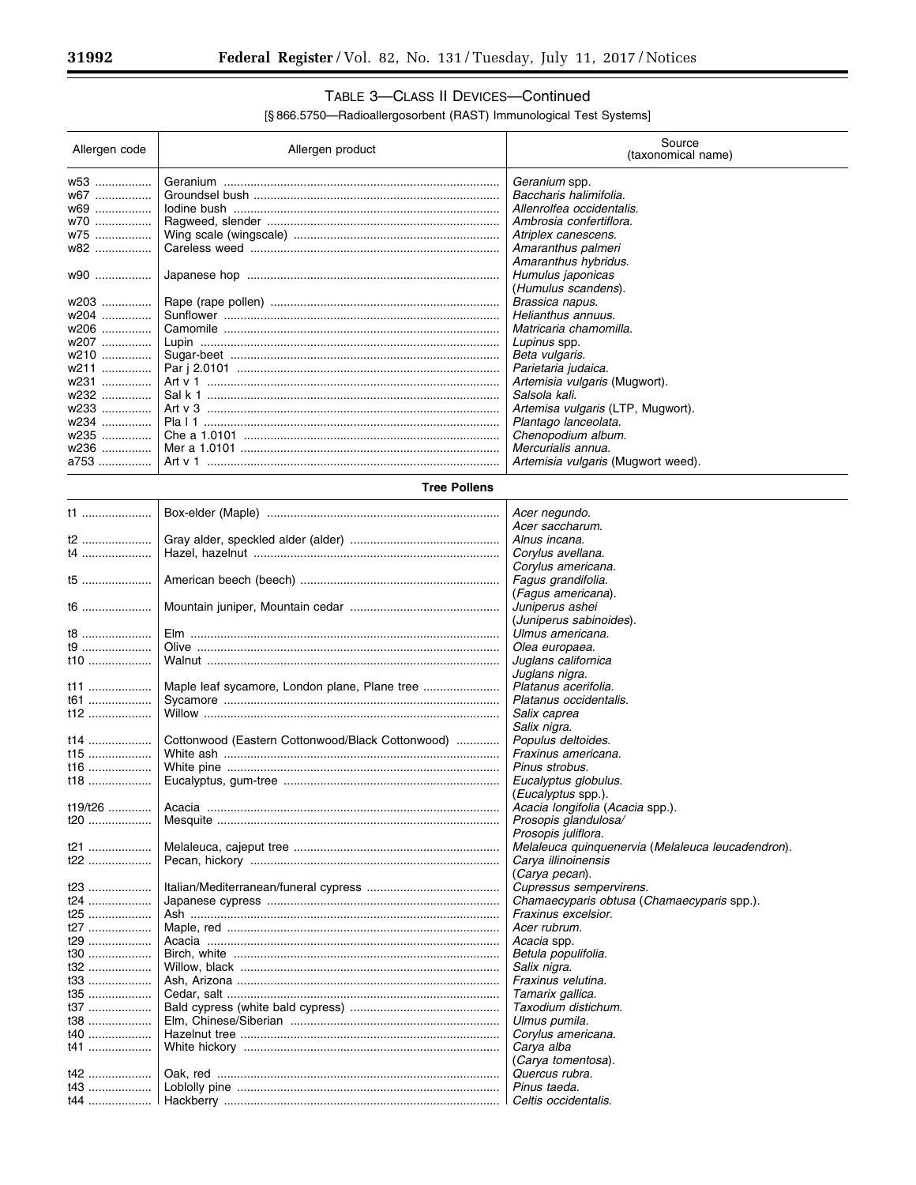TABLE 3—CLASS II DEVICES—Continued

[§ 866.5750—Radioallergosorbent (RAST) Immunological Test Systems]

| Allergen code | Allergen product | Source (taxonomical name) |
|---|---|---|
| w53 | Geranium | *Geranium* spp. |
| w67 | Groundsel bush | *Baccharis halimifolia.* |
| w69 | Iodine bush | *Allenrolfea occidentalis.* |
| w70 | Ragweed, slender | *Ambrosia confertiflora.* |
| w75 | Wing scale (wingscale) | *Atriplex canescens.* |
| w82 | Careless weed | *Amaranthus palmeri* *Amaranthus hybridus.* |
| w90 | Japanese hop | *Humulus japonicas* (*Humulus scandens*). |
| w203 | Rape (rape pollen) | *Brassica napus.* |
| w204 | Sunflower | *Helianthus annuus.* |
| w206 | Camomile | *Matricaria chamomilla.* |
| w207 | Lupin | *Lupinus* spp. |
| w210 | Sugar-beet | *Beta vulgaris.* |
| w211 | Par j 2.0101 | *Parietaria judaica.* |
| w231 | Art v 1 | *Artemisia vulgaris* (Mugwort). |
| w232 | Sal k 1 | *Salsola kali.* |
| w233 | Art v 3 | *Artemisa vulgaris* (LTP, Mugwort). |
| w234 | Pla l 1 | *Plantago lanceolata.* |
| w235 | Che a 1.0101 | *Chenopodium album.* |
| w236 | Mer a 1.0101 | *Mercurialis annua.* |
| a753 | Art v 1 | *Artemisia vulgaris* (Mugwort weed). |
| **Tree Pollens** | | |
| t1 | Box-elder (Maple) | *Acer negundo.* *Acer saccharum.* |
| t2 | Gray alder, speckled alder (alder) | *Alnus incana.* |
| t4 | Hazel, hazelnut | *Corylus avellana.* *Corylus americana.* |
| t5 | American beech (beech) | *Fagus grandifolia.* (*Fagus americana*). |
| t6 | Mountain juniper, Mountain cedar | *Juniperus ashei* (*Juniperus sabinoides*). |
| t8 | Elm | *Ulmus americana.* |
| t9 | Olive | *Olea europaea.* |
| t10 | Walnut | *Juglans californica* *Juglans nigra.* |
| t11 | Maple leaf sycamore, London plane, Plane tree | *Platanus acerifolia.* |
| t61 | Sycamore | *Platanus occidentalis.* |
| t12 | Willow | *Salix caprea* *Salix nigra.* |
| t14 | Cottonwood (Eastern Cottonwood/Black Cottonwood) | *Populus deltoides.* |
| t15 | White ash | *Fraxinus americana.* |
| t16 | White pine | *Pinus strobus.* |
| t18 | Eucalyptus, gum-tree | *Eucalyptus globulus.* (*Eucalyptus* spp.). |
| t19/t26 | Acacia | *Acacia longifolia* (*Acacia* spp.). |
| t20 | Mesquite | *Prosopis glandulosa/* *Prosopis juliflora.* |
| t21 | Melaleuca, cajeput tree | *Melaleuca quinquenervia* (*Melaleuca leucadendron*). |
| t22 | Pecan, hickory | *Carya illinoinensis* (*Carya pecan*). |
| t23 | Italian/Mediterranean/funeral cypress | *Cupressus sempervirens.* |
| t24 | Japanese cypress | *Chamaecyparis obtusa* (*Chamaecyparis* spp.). |
| t25 | Ash | *Fraxinus excelsior.* |
| t27 | Maple, red | *Acer rubrum.* |
| t29 | Acacia | *Acacia* spp. |
| t30 | Birch, white | *Betula populifolia.* |
| t32 | Willow, black | *Salix nigra.* |
| t33 | Ash, Arizona | *Fraxinus velutina.* |
| t35 | Cedar, salt | *Tamarix gallica.* |
| t37 | Bald cypress (white bald cypress) | *Taxodium distichum.* |
| t38 | Elm, Chinese/Siberian | *Ulmus pumila.* |
| t40 | Hazelnut tree | *Corylus americana.* |
| t41 | White hickory | *Carya alba* (*Carya tomentosa*). |
| t42 | Oak, red | *Quercus rubra.* |
| t43 | Loblolly pine | *Pinus taeda.* |
| t44 | Hackberry | *Celtis occidentalis.* |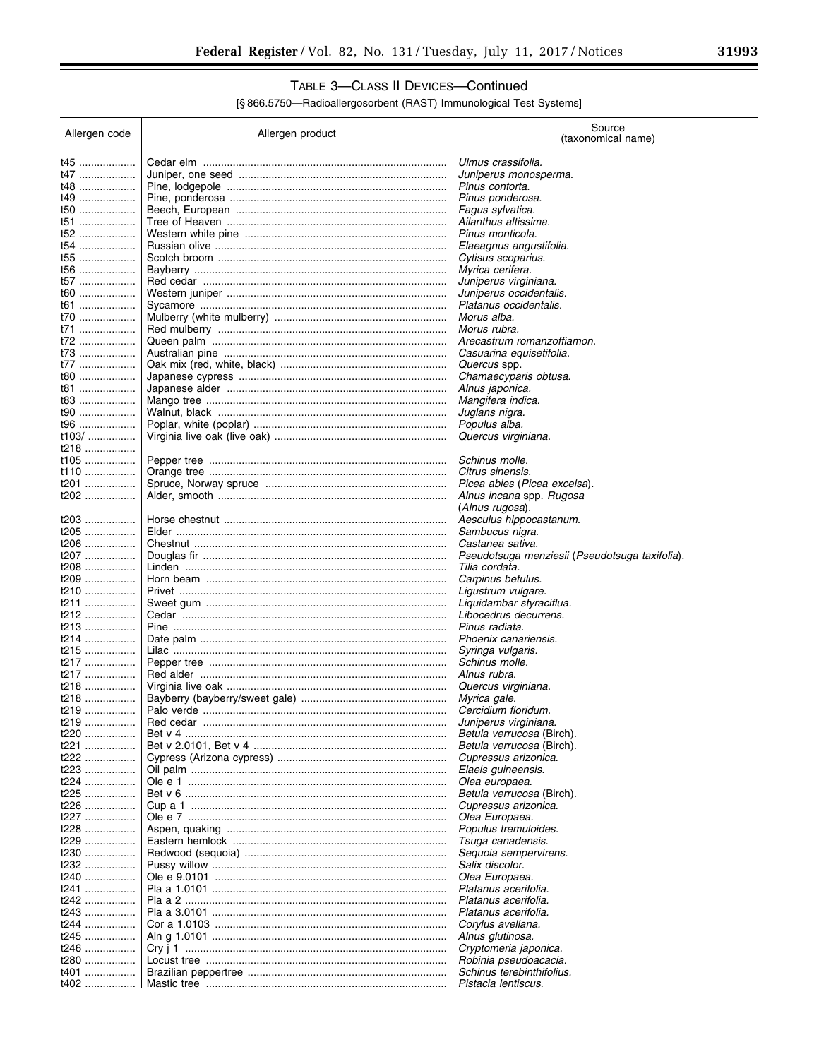## TABLE 3—CLASS II DEVICES—Continued

[§ 866.5750—Radioallergosorbent (RAST) Immunological Test Systems]

| Allergen code | Allergen product | Source (taxonomical name) |
| --- | --- | --- |
| t45 | Cedar elm | *Ulmus crassifolia.* |
| t47 | Juniper, one seed | *Juniperus monosperma.* |
| t48 | Pine, lodgepole | *Pinus contorta.* |
| t49 | Pine, ponderosa | *Pinus ponderosa.* |
| t50 | Beech, European | *Fagus sylvatica.* |
| t51 | Tree of Heaven | *Ailanthus altissima.* |
| t52 | Western white pine | *Pinus monticola.* |
| t54 | Russian olive | *Elaeagnus angustifolia.* |
| t55 | Scotch broom | *Cytisus scoparius.* |
| t56 | Bayberry | *Myrica cerifera.* |
| t57 | Red cedar | *Juniperus virginiana.* |
| t60 | Western juniper | *Juniperus occidentalis.* |
| t61 | Sycamore | *Platanus occidentalis.* |
| t70 | Mulberry (white mulberry) | *Morus alba.* |
| t71 | Red mulberry | *Morus rubra.* |
| t72 | Queen palm | *Arecastrum romanzoffiamon.* |
| t73 | Australian pine | *Casuarina equisetifolia.* |
| t77 | Oak mix (red, white, black) | *Quercus* spp. |
| t80 | Japanese cypress | *Chamaecyparis obtusa.* |
| t81 | Japanese alder | *Alnus japonica.* |
| t83 | Mango tree | *Mangifera indica.* |
| t90 | Walnut, black | *Juglans nigra.* |
| t96 | Poplar, white (poplar) | *Populus alba.* |
| t103/ t218 | Virginia live oak (live oak) | *Quercus virginiana.* |
| t105 | Pepper tree | *Schinus molle.* |
| t110 | Orange tree | *Citrus sinensis.* |
| t201 | Spruce, Norway spruce | *Picea abies* (*Picea excelsa*). |
| t202 | Alder, smooth | *Alnus incana* spp. *Rugosa* (*Alnus rugosa*). |
| t203 | Horse chestnut | *Aesculus hippocastanum.* |
| t205 | Elder | *Sambucus nigra.* |
| t206 | Chestnut | *Castanea sativa.* |
| t207 | Douglas fir | *Pseudotsuga menziesii* (*Pseudotsuga taxifolia*). |
| t208 | Linden | *Tilia cordata.* |
| t209 | Horn beam | *Carpinus betulus.* |
| t210 | Privet | *Ligustrum vulgare.* |
| t211 | Sweet gum | *Liquidambar styraciflua.* |
| t212 | Cedar | *Libocedrus decurrens.* |
| t213 | Pine | *Pinus radiata.* |
| t214 | Date palm | *Phoenix canariensis.* |
| t215 | Lilac | *Syringa vulgaris.* |
| t217 | Pepper tree | *Schinus molle.* |
| t217 | Red alder | *Alnus rubra.* |
| t218 | Virginia live oak | *Quercus virginiana.* |
| t218 | Bayberry (bayberry/sweet gale) | *Myrica gale.* |
| t219 | Palo verde | *Cercidium floridum.* |
| t219 | Red cedar | *Juniperus virginiana.* |
| t220 | Bet v 4 | *Betula verrucosa* (Birch). |
| t221 | Bet v 2.0101, Bet v 4 | *Betula verrucosa* (Birch). |
| t222 | Cypress (Arizona cypress) | *Cupressus arizonica.* |
| t223 | Oil palm | *Elaeis guineensis.* |
| t224 | Ole e 1 | *Olea europaea.* |
| t225 | Bet v 6 | *Betula verrucosa* (Birch). |
| t226 | Cup a 1 | *Cupressus arizonica.* |
| t227 | Ole e 7 | *Olea Europaea.* |
| t228 | Aspen, quaking | *Populus tremuloides.* |
| t229 | Eastern hemlock | *Tsuga canadensis.* |
| t230 | Redwood (sequoia) | *Sequoia sempervirens.* |
| t232 | Pussy willow | *Salix discolor.* |
| t240 | Ole e 9.0101 | *Olea Europaea.* |
| t241 | Pla a 1.0101 | *Platanus acerifolia.* |
| t242 | Pla a 2 | *Platanus acerifolia.* |
| t243 | Pla a 3.0101 | *Platanus acerifolia.* |
| t244 | Cor a 1.0103 | *Corylus avellana.* |
| t245 | Aln g 1.0101 | *Alnus glutinosa.* |
| t246 | Cry j 1 | *Cryptomeria japonica.* |
| t280 | Locust tree | *Robinia pseudoacacia.* |
| t401 | Brazilian peppertree | *Schinus terebinthifolius.* |
| t402 | Mastic tree | *Pistacia lentiscus.* |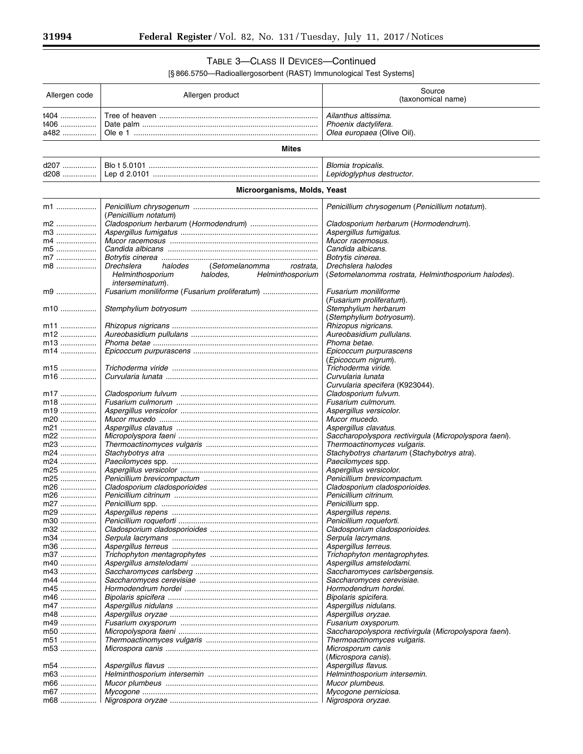## TABLE 3—CLASS II DEVICES—Continued

[§ 866.5750—Radioallergosorbent (RAST) Immunological Test Systems]

| Allergen code | Allergen product | Source (taxonomical name) |
|---|---|---|
| t404 | Tree of heaven | *Ailanthus altissima.* |
| t406 | Date palm | *Phoenix dactylifera.* |
| a482 | Ole e 1 | *Olea europaea* (Olive Oil). |
| | **Mites** | |
| d207 | Blo t 5.0101 | *Blomia tropicalis.* |
| d208 | Lep d 2.0101 | *Lepidoglyphus destructor.* |
| | **Microorganisms, Molds, Yeast** | |
| m1 | *Penicillium chrysogenum* (*Penicillium notatum*) | *Penicillium chrysogenum* (*Penicillium notatum*). |
| m2 | *Cladosporium herbarum (Hormodendrum)* | *Cladosporium herbarum (Hormodendrum).* |
| m3 | *Aspergillus fumigatus* | *Aspergillus fumigatus.* |
| m4 | *Mucor racemosus* | *Mucor racemosus.* |
| m5 | *Candida albicans* | *Candida albicans.* |
| m7 | *Botrytis cinerea* | *Botrytis cinerea.* |
| m8 | *Drechslera halodes* (*Setomelanomma rostrata, Helminthosporium halodes, Helminthosporium interseminatum*). | *Drechslera halodes* (*Setomelanomma rostrata, Helminthosporium halodes*). |
| m9 | *Fusarium moniliforme* (*Fusarium proliferatum*) | *Fusarium moniliforme* (*Fusarium proliferatum*). |
| m10 | *Stemphylium botryosum* | *Stemphylium herbarum* (*Stemphylium botryosum*). |
| m11 | *Rhizopus nigricans* | *Rhizopus nigricans.* |
| m12 | *Aureobasidium pullulans* | *Aureobasidium pullulans.* |
| m13 | *Phoma betae* | *Phoma betae.* |
| m14 | *Epicoccum purpurascens* | *Epicoccum purpurascens* (*Epicoccum nigrum*). |
| m15 | *Trichoderma viride* | *Trichoderma viride.* |
| m16 | *Curvularia lunata* | *Curvularia lunata* *Curvularia specifera* (K923044). |
| m17 | *Cladosporium fulvum* | *Cladosporium fulvum.* |
| m18 | *Fusarium culmorum* | *Fusarium culmorum.* |
| m19 | *Aspergillus versicolor* | *Aspergillus versicolor.* |
| m20 | *Mucor mucedo* | *Mucor mucedo.* |
| m21 | *Aspergillus clavatus* | *Aspergillus clavatus.* |
| m22 | *Micropolyspora faeni* | *Saccharopolyspora rectivirgula* (*Micropolyspora faeni*). |
| m23 | *Thermoactinomyces vulgaris* | *Thermoactinomyces vulgaris.* |
| m24 | *Stachybotrys atra* | *Stachybotrys chartarum* (*Stachybotrys atra*). |
| m24 | *Paecilomyces* spp. | *Paecilomyces* spp. |
| m25 | *Aspergillus versicolor* | *Aspergillus versicolor.* |
| m25 | *Penicillium brevicompactum* | *Penicillium brevicompactum.* |
| m26 | *Cladosporium cladosporioides* | *Cladosporium cladosporioides.* |
| m26 | *Penicillium citrinum* | *Penicillium citrinum.* |
| m27 | *Penicillium* spp. | *Penicillium* spp. |
| m29 | *Aspergillus repens* | *Aspergillus repens.* |
| m30 | *Penicillium roqueforti* | *Penicillium roqueforti.* |
| m32 | *Cladosporium cladosporioides* | *Cladosporium cladosporioides.* |
| m34 | *Serpula lacrymans* | *Serpula lacrymans.* |
| m36 | *Aspergillus terreus* | *Aspergillus terreus.* |
| m37 | *Trichophyton mentagrophytes* | *Trichophyton mentagrophytes.* |
| m40 | *Aspergillus amstelodami* | *Aspergillus amstelodami.* |
| m43 | *Saccharomyces carlsberg* | *Saccharomyces carlsbergensis.* |
| m44 | *Saccharomyces cerevisiae* | *Saccharomyces cerevisiae.* |
| m45 | *Hormodendrum hordei* | *Hormodendrum hordei.* |
| m46 | *Bipolaris spicifera* | *Bipolaris spicifera.* |
| m47 | *Aspergillus nidulans* | *Aspergillus nidulans.* |
| m48 | *Aspergillus oryzae* | *Aspergillus oryzae.* |
| m49 | *Fusarium oxysporum* | *Fusarium oxysporum.* |
| m50 | *Micropolyspora faeni* | *Saccharopolyspora rectivirgula* (*Micropolyspora faeni*). |
| m51 | *Thermoactinomyces vulgaris* | *Thermoactinomyces vulgaris.* |
| m53 | *Microspora canis* | *Microsporum canis* (*Microspora canis*). |
| m54 | *Aspergillus flavus* | *Aspergillus flavus.* |
| m63 | *Helminthosporium intersemin* | *Helminthosporium intersemin.* |
| m66 | *Mucor plumbeus* | *Mucor plumbeus.* |
| m67 | *Mycogone* | *Mycogone perniciosa.* |
| m68 | *Nigrospora oryzae* | *Nigrospora oryzae.* |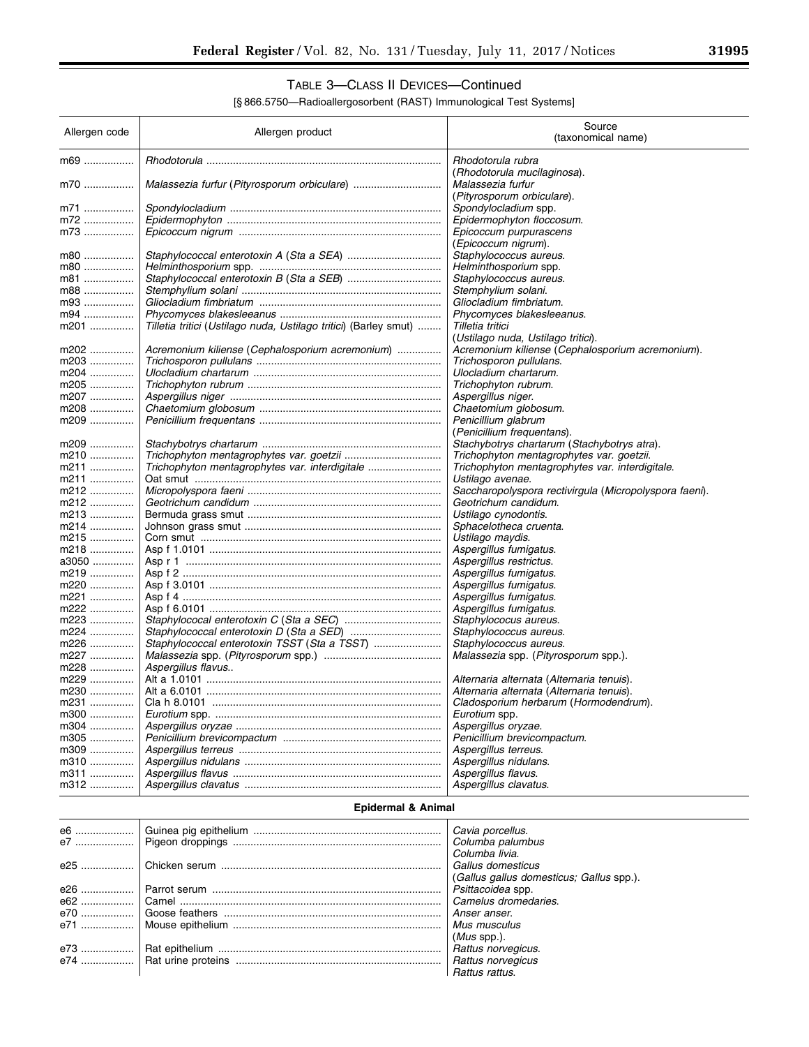## TABLE 3—CLASS II DEVICES—Continued

[§ 866.5750—Radioallergosorbent (RAST) Immunological Test Systems]

| Allergen code | Allergen product | Source (taxonomical name) |
|---|---|---|
| m69 | *Rhodotorula* | *Rhodotorula rubra* (*Rhodotorula mucilaginosa*). |
| m70 | *Malassezia furfur* (*Pityrosporum orbiculare*) | *Malassezia furfur* (*Pityrosporum orbiculare*). |
| m71 | *Spondylocladium* | *Spondylocladium* spp. |
| m72 | *Epidermophyton* | *Epidermophyton floccosum*. |
| m73 | *Epicoccum nigrum* | *Epicoccum purpurascens* (*Epicoccum nigrum*). |
| m80 | *Staphylococcal enterotoxin A* (*Sta a SEA*) | *Staphylococcus aureus*. |
| m80 | *Helminthosporium* spp. | *Helminthosporium* spp. |
| m81 | *Staphylococcal enterotoxin B* (*Sta a SEB*) | *Staphylococcus aureus*. |
| m88 | *Stemphylium solani* | *Stemphylium solani*. |
| m93 | *Gliocladium fimbriatum* | *Gliocladium fimbriatum*. |
| m94 | *Phycomyces blakesleeanus* | *Phycomyces blakesleeanus*. |
| m201 | *Tilletia tritici* (*Ustilago nuda, Ustilago tritici*) (Barley smut) | *Tilletia tritici* (*Ustilago nuda, Ustilago tritici*). |
| m202 | *Acremonium kiliense* (*Cephalosporium acremonium*) | *Acremonium kiliense* (*Cephalosporium acremonium*). |
| m203 | *Trichosporon pullulans* | *Trichosporon pullulans*. |
| m204 | *Ulocladium chartarum* | *Ulocladium chartarum*. |
| m205 | *Trichophyton rubrum* | *Trichophyton rubrum*. |
| m207 | *Aspergillus niger* | *Aspergillus niger*. |
| m208 | *Chaetomium globosum* | *Chaetomium globosum*. |
| m209 | *Penicillium frequentans* | *Penicillium glabrum* (*Penicillium frequentans*). |
| m209 | *Stachybotrys chartarum* | *Stachybotrys chartarum* (*Stachybotrys atra*). |
| m210 | *Trichophyton mentagrophytes var. goetzii* | *Trichophyton mentagrophytes var. goetzii*. |
| m211 | *Trichophyton mentagrophytes var. interdigitale* | *Trichophyton mentagrophytes var. interdigitale*. |
| m211 | Oat smut | *Ustilago avenae*. |
| m212 | *Micropolyspora faeni* | *Saccharopolyspora rectivirgula* (*Micropolyspora faeni*). |
| m212 | *Geotrichum candidum* | *Geotrichum candidum*. |
| m213 | Bermuda grass smut | *Ustilago cynodontis*. |
| m214 | Johnson grass smut | *Sphacelotheca cruenta*. |
| m215 | Corn smut | *Ustilago maydis*. |
| m218 | Asp f 1.0101 | *Aspergillus fumigatus*. |
| a3050 | Asp r 1 | *Aspergillus restrictus*. |
| m219 | Asp f 2 | *Aspergillus fumigatus*. |
| m220 | Asp f 3.0101 | *Aspergillus fumigatus*. |
| m221 | Asp f 4 | *Aspergillus fumigatus*. |
| m222 | Asp f 6.0101 | *Aspergillus fumigatus*. |
| m223 | *Staphylococcal enterotoxin C* (*Sta a SEC*) | *Staphylococus aureus*. |
| m224 | *Staphylococcal enterotoxin D* (*Sta a SED*) | *Staphylococcus aureus*. |
| m226 | *Staphylococcal enterotoxin TSST* (*Sta a TSST*) | *Staphylococcus aureus*. |
| m227 | *Malassezia* spp. (*Pityrosporum* spp.) | *Malassezia* spp. (*Pityrosporum* spp.). |
| m228 | *Aspergillus flavus*.. | |
| m229 | Alt a 1.0101 | *Alternaria alternata* (*Alternaria tenuis*). |
| m230 | Alt a 6.0101 | *Alternaria alternata* (*Alternaria tenuis*). |
| m231 | Cla h 8.0101 | *Cladosporium herbarum* (*Hormodendrum*). |
| m300 | *Eurotium* spp. | *Eurotium* spp. |
| m304 | *Aspergillus oryzae* | *Aspergillus oryzae*. |
| m305 | *Penicillium brevicompactum* | *Penicillium brevicompactum*. |
| m309 | *Aspergillus terreus* | *Aspergillus terreus*. |
| m310 | *Aspergillus nidulans* | *Aspergillus nidulans*. |
| m311 | *Aspergillus flavus* | *Aspergillus flavus*. |
| m312 | *Aspergillus clavatus* | *Aspergillus clavatus*. |
| **Epidermal & Animal** | | |
| e6 | Guinea pig epithelium | *Cavia porcellus*. |
| e7 | Pigeon droppings | *Columba palumbus* *Columba livia*. |
| e25 | Chicken serum | *Gallus domesticus* (*Gallus gallus domesticus; Gallus* spp.). |
| e26 | Parrot serum | *Psittacoidea* spp. |
| e62 | Camel | *Camelus dromedaries*. |
| e70 | Goose feathers | *Anser anser*. |
| e71 | Mouse epithelium | *Mus musculus* (*Mus* spp.). |
| e73 | Rat epithelium | *Rattus norvegicus*. |
| e74 | Rat urine proteins | *Rattus norvegicus* *Rattus rattus*. |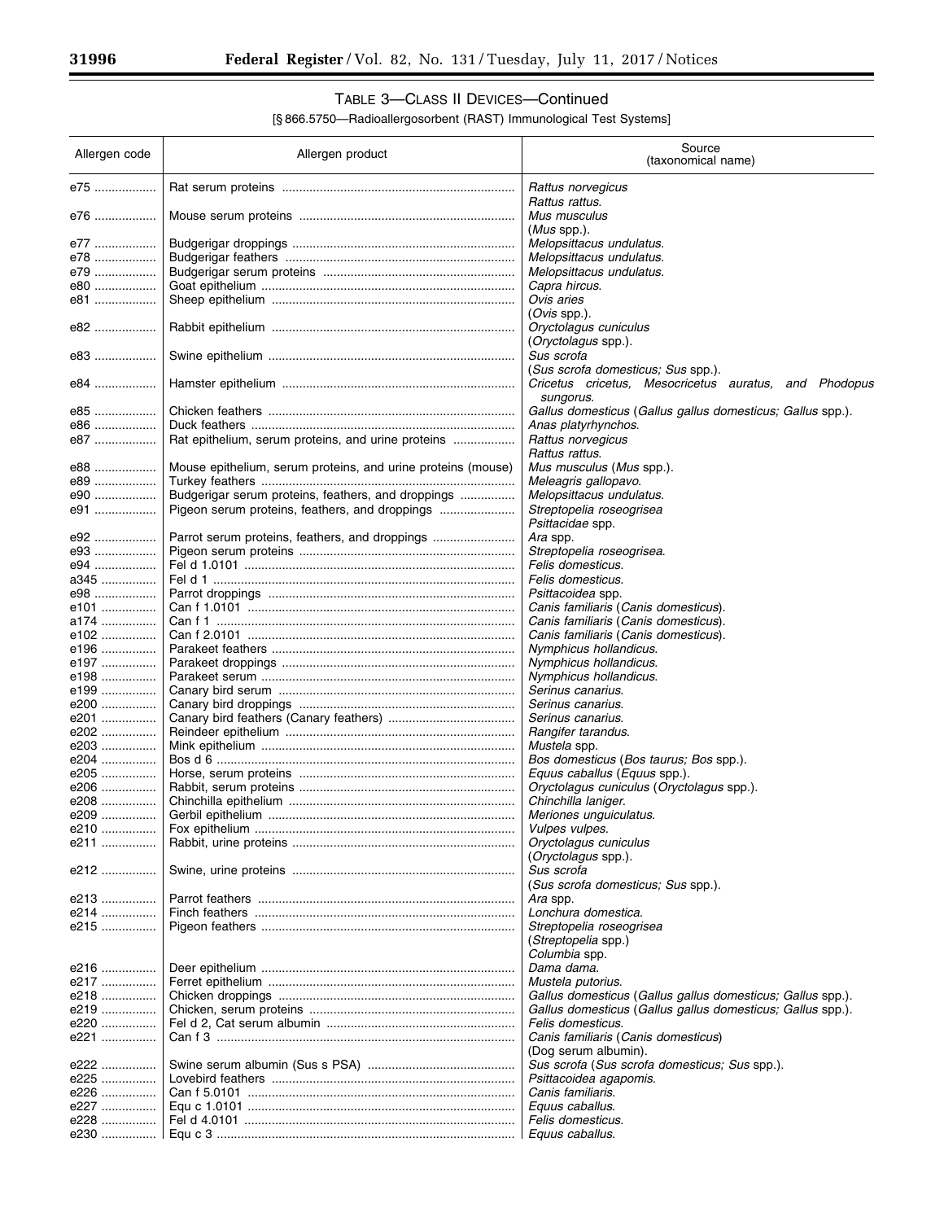## TABLE 3—CLASS II DEVICES—Continued

[§ 866.5750—Radioallergosorbent (RAST) Immunological Test Systems]

| Allergen code | Allergen product | Source (taxonomical name) |
|---|---|---|
| e75 | Rat serum proteins | *Rattus norvegicus* *Rattus rattus*. |
| e76 | Mouse serum proteins | *Mus musculus* (*Mus* spp.). |
| e77 | Budgerigar droppings | *Melopsittacus undulatus*. |
| e78 | Budgerigar feathers | *Melopsittacus undulatus*. |
| e79 | Budgerigar serum proteins | *Melopsittacus undulatus*. |
| e80 | Goat epithelium | *Capra hircus*. |
| e81 | Sheep epithelium | *Ovis aries* (*Ovis* spp.). |
| e82 | Rabbit epithelium | *Oryctolagus cuniculus* (*Oryctolagus* spp.). |
| e83 | Swine epithelium | *Sus scrofa* (*Sus scrofa domesticus; Sus* spp.). |
| e84 | Hamster epithelium | *Cricetus cricetus, Mesocricetus auratus,* and *Phodopus sungorus*. |
| e85 | Chicken feathers | *Gallus domesticus* (*Gallus gallus domesticus; Gallus* spp.). |
| e86 | Duck feathers | *Anas platyrhynchos*. |
| e87 | Rat epithelium, serum proteins, and urine proteins | *Rattus norvegicus* *Rattus rattus*. |
| e88 | Mouse epithelium, serum proteins, and urine proteins (mouse) | *Mus musculus* (*Mus* spp.). |
| e89 | Turkey feathers | *Meleagris gallopavo*. |
| e90 | Budgerigar serum proteins, feathers, and droppings | *Melopsittacus undulatus*. |
| e91 | Pigeon serum proteins, feathers, and droppings | *Streptopelia roseogrisea* *Psittacidae* spp. |
| e92 | Parrot serum proteins, feathers, and droppings | *Ara* spp. |
| e93 | Pigeon serum proteins | *Streptopelia roseogrisea*. |
| e94 | Fel d 1.0101 | *Felis domesticus*. |
| a345 | Fel d 1 | *Felis domesticus*. |
| e98 | Parrot droppings | *Psittacoidea* spp. |
| e101 | Can f 1.0101 | *Canis familiaris* (*Canis domesticus*). |
| a174 | Can f 1 | *Canis familiaris* (*Canis domesticus*). |
| e102 | Can f 2.0101 | *Canis familiaris* (*Canis domesticus*). |
| e196 | Parakeet feathers | *Nymphicus hollandicus*. |
| e197 | Parakeet droppings | *Nymphicus hollandicus*. |
| e198 | Parakeet serum | *Nymphicus hollandicus*. |
| e199 | Canary bird serum | *Serinus canarius*. |
| e200 | Canary bird droppings | *Serinus canarius*. |
| e201 | Canary bird feathers (Canary feathers) | *Serinus canarius*. |
| e202 | Reindeer epithelium | *Rangifer tarandus*. |
| e203 | Mink epithelium | *Mustela* spp. |
| e204 | Bos d 6 | *Bos domesticus* (*Bos taurus; Bos* spp.). |
| e205 | Horse, serum proteins | *Equus caballus* (*Equus* spp.). |
| e206 | Rabbit, serum proteins | *Oryctolagus cuniculus* (*Oryctolagus* spp.). |
| e208 | Chinchilla epithelium | *Chinchilla laniger*. |
| e209 | Gerbil epithelium | *Meriones unguiculatus*. |
| e210 | Fox epithelium | *Vulpes vulpes*. |
| e211 | Rabbit, urine proteins | *Oryctolagus cuniculus* (*Oryctolagus* spp.). |
| e212 | Swine, urine proteins | *Sus scrofa* (*Sus scrofa domesticus; Sus* spp.). |
| e213 | Parrot feathers | *Ara* spp. |
| e214 | Finch feathers | *Lonchura domestica*. |
| e215 | Pigeon feathers | *Streptopelia roseogrisea* (*Streptopelia* spp.) *Columbia* spp. |
| e216 | Deer epithelium | *Dama dama*. |
| e217 | Ferret epithelium | *Mustela putorius*. |
| e218 | Chicken droppings | *Gallus domesticus* (*Gallus gallus domesticus; Gallus* spp.). |
| e219 | Chicken, serum proteins | *Gallus domesticus* (*Gallus gallus domesticus; Gallus* spp.). |
| e220 | Fel d 2, Cat serum albumin | *Felis domesticus*. |
| e221 | Can f 3 | *Canis familiaris* (*Canis domesticus*) (Dog serum albumin). |
| e222 | Swine serum albumin (Sus s PSA) | *Sus scrofa* (*Sus scrofa domesticus; Sus* spp.). |
| e225 | Lovebird feathers | *Psittacoidea agapomis*. |
| e226 | Can f 5.0101 | *Canis familiaris*. |
| e227 | Equ c 1.0101 | *Equus caballus*. |
| e228 | Fel d 4.0101 | *Felis domesticus*. |
| e230 | Equ c 3 | *Equus caballus*. |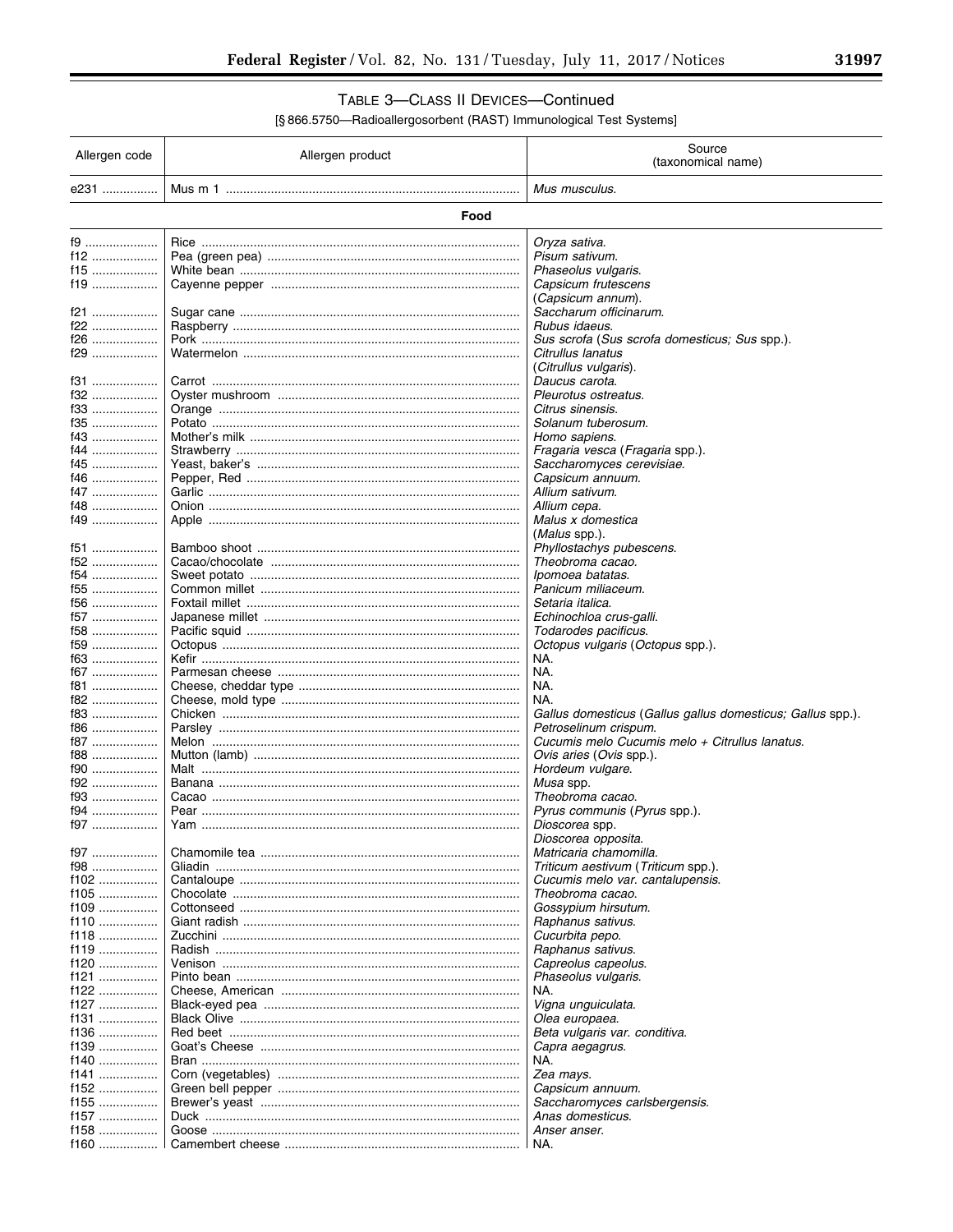### TABLE 3—CLASS II DEVICES—Continued

[§ 866.5750—Radioallergosorbent (RAST) Immunological Test Systems]

| Allergen code | Allergen product | Source (taxonomical name) |
|---|---|---|
| e231 | Mus m 1 | *Mus musculus.* |
| | **Food** | |
| f9 | Rice | *Oryza sativa.* |
| f12 | Pea (green pea) | *Pisum sativum.* |
| f15 | White bean | *Phaseolus vulgaris.* |
| f19 | Cayenne pepper | *Capsicum frutescens* (*Capsicum annum*). |
| f21 | Sugar cane | *Saccharum officinarum.* |
| f22 | Raspberry | *Rubus idaeus.* |
| f26 | Pork | *Sus scrofa* (*Sus scrofa domesticus; Sus* spp.). |
| f29 | Watermelon | *Citrullus lanatus* (*Citrullus vulgaris*). |
| f31 | Carrot | *Daucus carota.* |
| f32 | Oyster mushroom | *Pleurotus ostreatus.* |
| f33 | Orange | *Citrus sinensis.* |
| f35 | Potato | *Solanum tuberosum.* |
| f43 | Mother's milk | *Homo sapiens.* |
| f44 | Strawberry | *Fragaria vesca* (*Fragaria* spp.). |
| f45 | Yeast, baker's | *Saccharomyces cerevisiae.* |
| f46 | Pepper, Red | *Capsicum annuum.* |
| f47 | Garlic | *Allium sativum.* |
| f48 | Onion | *Allium cepa.* |
| f49 | Apple | *Malus x domestica* (*Malus* spp.). |
| f51 | Bamboo shoot | *Phyllostachys pubescens.* |
| f52 | Cacao/chocolate | *Theobroma cacao.* |
| f54 | Sweet potato | *Ipomoea batatas.* |
| f55 | Common millet | *Panicum miliaceum.* |
| f56 | Foxtail millet | *Setaria italica.* |
| f57 | Japanese millet | *Echinochloa crus-galli.* |
| f58 | Pacific squid | *Todarodes pacificus.* |
| f59 | Octopus | *Octopus vulgaris* (*Octopus* spp.). |
| f63 | Kefir | NA. |
| f67 | Parmesan cheese | NA. |
| f81 | Cheese, cheddar type | NA. |
| f82 | Cheese, mold type | NA. |
| f83 | Chicken | *Gallus domesticus* (*Gallus gallus domesticus; Gallus* spp.). |
| f86 | Parsley | *Petroselinum crispum.* |
| f87 | Melon | *Cucumis melo Cucumis melo + Citrullus lanatus.* |
| f88 | Mutton (lamb) | *Ovis aries* (*Ovis* spp.). |
| f90 | Malt | *Hordeum vulgare.* |
| f92 | Banana | *Musa* spp. |
| f93 | Cacao | *Theobroma cacao.* |
| f94 | Pear | *Pyrus communis* (*Pyrus* spp.). |
| f97 | Yam | *Dioscorea* spp. *Dioscorea opposita.* |
| f97 | Chamomile tea | *Matricaria chamomilla.* |
| f98 | Gliadin | *Triticum aestivum* (*Triticum* spp.). |
| f102 | Cantaloupe | *Cucumis melo var. cantalupensis.* |
| f105 | Chocolate | *Theobroma cacao.* |
| f109 | Cottonseed | *Gossypium hirsutum.* |
| f110 | Giant radish | *Raphanus sativus.* |
| f118 | Zucchini | *Cucurbita pepo.* |
| f119 | Radish | *Raphanus sativus.* |
| f120 | Venison | *Capreolus capeolus.* |
| f121 | Pinto bean | *Phaseolus vulgaris.* |
| f122 | Cheese, American | NA. |
| f127 | Black-eyed pea | *Vigna unguiculata.* |
| f131 | Black Olive | *Olea europaea.* |
| f136 | Red beet | *Beta vulgaris var. conditiva.* |
| f139 | Goat's Cheese | *Capra aegagrus.* |
| f140 | Bran | NA. |
| f141 | Corn (vegetables) | *Zea mays.* |
| f152 | Green bell pepper | *Capsicum annuum.* |
| f155 | Brewer's yeast | *Saccharomyces carlsbergensis.* |
| f157 | Duck | *Anas domesticus.* |
| f158 | Goose | *Anser anser.* |
| f160 | Camembert cheese | NA. |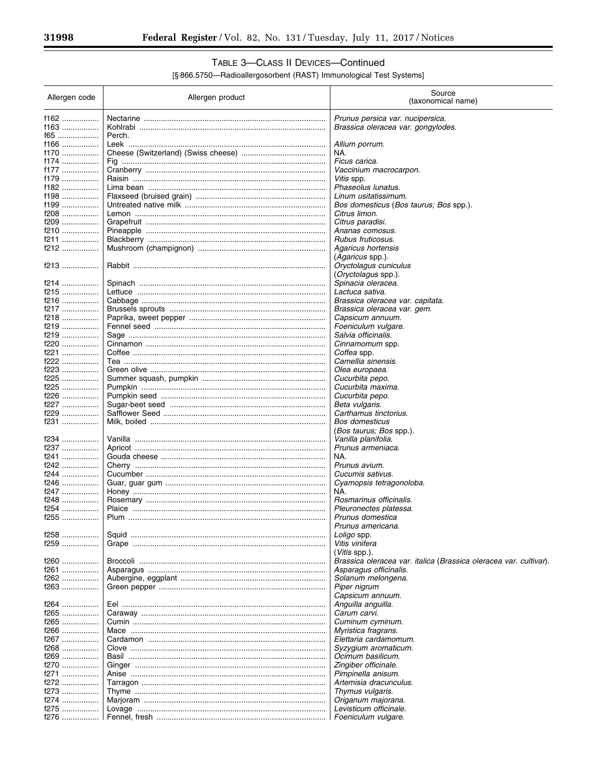## TABLE 3—CLASS II DEVICES—Continued

[§ 866.5750—Radioallergosorbent (RAST) Immunological Test Systems]

| Allergen code | Allergen product | Source (taxonomical name) |
|---|---|---|
| f162 | Nectarine | *Prunus persica var. nucipersica.* |
| f163 | Kohlrabi | *Brassica oleracea var. gongylodes.* |
| f65 | Perch. | |
| f166 | Leek | *Allium porrum.* |
| f170 | Cheese (Switzerland) (Swiss cheese) | NA. |
| f174 | Fig | *Ficus carica.* |
| f177 | Cranberry | *Vaccinium macrocarpon.* |
| f179 | Raisin | *Vitis* spp. |
| f182 | Lima bean | *Phaseolus lunatus.* |
| f198 | Flaxseed (bruised grain) | *Linum usitatissimum.* |
| f199 | Untreated native milk | *Bos domesticus* (*Bos taurus; Bos* spp.). |
| f208 | Lemon | *Citrus limon.* |
| f209 | Grapefruit | *Citrus paradisi.* |
| f210 | Pineapple | *Ananas comosus.* |
| f211 | Blackberry | *Rubus fruticosus.* |
| f212 | Mushroom (champignon) | *Agaricus hortensis* (*Agaricus* spp.). |
| f213 | Rabbit | *Oryctolagus cuniculus* (*Oryctolagus* spp.). |
| f214 | Spinach | *Spinacia oleracea.* |
| f215 | Lettuce | *Lactuca sativa.* |
| f216 | Cabbage | *Brassica oleracea var. capitata.* |
| f217 | Brussels sprouts | *Brassica oleracea var. gem.* |
| f218 | Paprika, sweet pepper | *Capsicum annuum.* |
| f219 | Fennel seed | *Foeniculum vulgare.* |
| f219 | Sage | *Salvia officinalis.* |
| f220 | Cinnamon | *Cinnamomum* spp. |
| f221 | Coffee | *Coffea* spp. |
| f222 | Tea | *Camellia sinensis.* |
| f223 | Green olive | *Olea europaea.* |
| f225 | Summer squash, pumpkin | *Cucurbita pepo.* |
| f225 | Pumpkin | *Cucurbita maxima.* |
| f226 | Pumpkin seed | *Cucurbita pepo.* |
| f227 | Sugar-beet seed | *Beta vulgaris.* |
| f229 | Safflower Seed | *Carthamus tinctorius.* |
| f231 | Milk, boiled | *Bos domesticus* (*Bos taurus; Bos* spp.). |
| f234 | Vanilla | *Vanilla planifolia.* |
| f237 | Apricot | *Prunus armeniaca.* |
| f241 | Gouda cheese | NA. |
| f242 | Cherry | *Prunus avium.* |
| f244 | Cucumber | *Cucumis sativus.* |
| f246 | Guar, guar gum | *Cyamopsis tetragonoloba.* |
| f247 | Honey | NA. |
| f248 | Rosemary | *Rosmarinus officinalis.* |
| f254 | Plaice | *Pleuronectes platessa.* |
| f255 | Plum | *Prunus domestica* *Prunus americana.* |
| f258 | Squid | *Loligo* spp. |
| f259 | Grape | *Vitis vinifera* (*Vitis* spp.). |
| f260 | Broccoli | *Brassica oleracea var. italica* (*Brassica oleracea var. cultivar*). |
| f261 | Asparagus | *Asparagus officinalis.* |
| f262 | Aubergine, eggplant | *Solanum melongena.* |
| f263 | Green pepper | *Piper nigrum* *Capsicum annuum.* |
| f264 | Eel | *Anguilla anguilla.* |
| f265 | Caraway | *Carum carvi.* |
| f265 | Cumin | *Cuminum cyminum.* |
| f266 | Mace | *Myristica fragrans.* |
| f267 | Cardamon | *Elettaria cardamomum.* |
| f268 | Clove | *Syzygium aromaticum.* |
| f269 | Basil | *Ocimum basilicum.* |
| f270 | Ginger | *Zingiber officinale.* |
| f271 | Anise | *Pimpinella anisum.* |
| f272 | Tarragon | *Artemisia dracunculus.* |
| f273 | Thyme | *Thymus vulgaris.* |
| f274 | Marjoram | *Origanum majorana.* |
| f275 | Lovage | *Levisticum officinale.* |
| f276 | Fennel, fresh | *Foeniculum vulgare.* |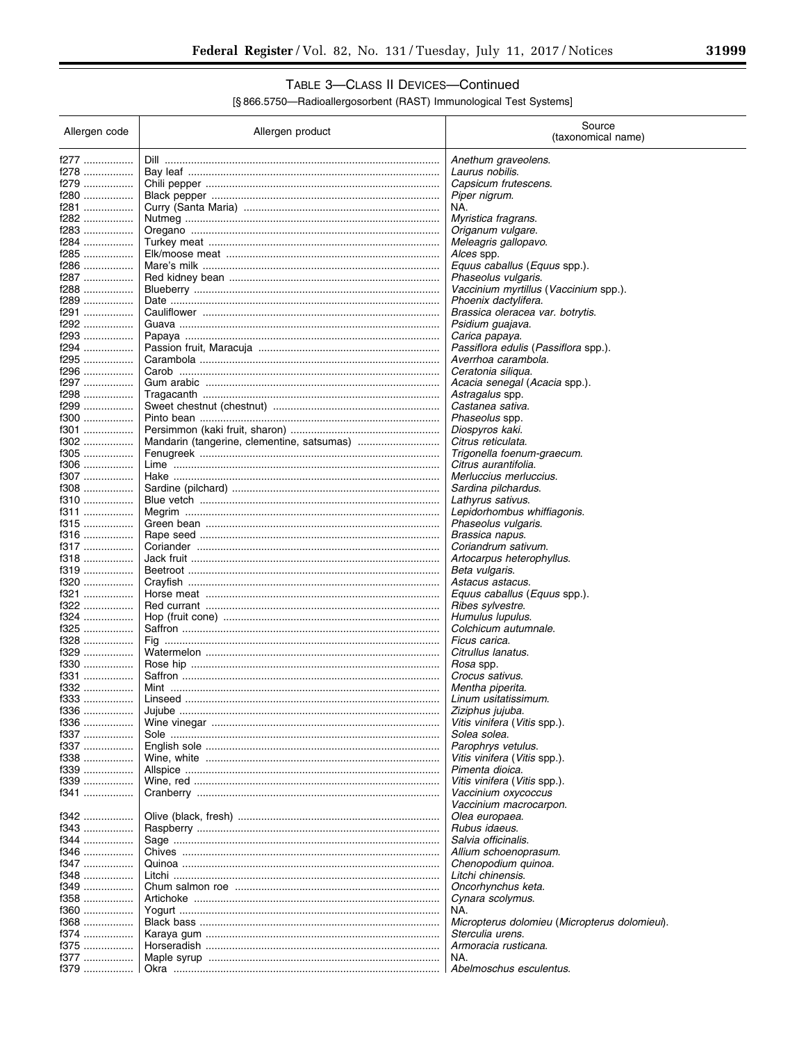## TABLE 3—CLASS II DEVICES—Continued

[§ 866.5750—Radioallergosorbent (RAST) Immunological Test Systems]

| Allergen code | Allergen product | Source (taxonomical name) |
|---|---|---|
| f277 | Dill | *Anethum graveolens.* |
| f278 | Bay leaf | *Laurus nobilis.* |
| f279 | Chili pepper | *Capsicum frutescens.* |
| f280 | Black pepper | *Piper nigrum.* |
| f281 | Curry (Santa Maria) | NA. |
| f282 | Nutmeg | *Myristica fragrans.* |
| f283 | Oregano | *Origanum vulgare.* |
| f284 | Turkey meat | *Meleagris gallopavo.* |
| f285 | Elk/moose meat | *Alces* spp. |
| f286 | Mare's milk | *Equus caballus* (*Equus* spp.). |
| f287 | Red kidney bean | *Phaseolus vulgaris.* |
| f288 | Blueberry | *Vaccinium myrtillus* (*Vaccinium* spp.). |
| f289 | Date | *Phoenix dactylifera.* |
| f291 | Cauliflower | *Brassica oleracea var. botrytis.* |
| f292 | Guava | *Psidium guajava.* |
| f293 | Papaya | *Carica papaya.* |
| f294 | Passion fruit, Maracuja | *Passiflora edulis* (*Passiflora* spp.). |
| f295 | Carambola | *Averrhoa carambola.* |
| f296 | Carob | *Ceratonia siliqua.* |
| f297 | Gum arabic | *Acacia senegal* (*Acacia* spp.). |
| f298 | Tragacanth | *Astragalus* spp. |
| f299 | Sweet chestnut (chestnut) | *Castanea sativa.* |
| f300 | Pinto bean | *Phaseolus* spp. |
| f301 | Persimmon (kaki fruit, sharon) | *Diospyros kaki.* |
| f302 | Mandarin (tangerine, clementine, satsumas) | *Citrus reticulata.* |
| f305 | Fenugreek | *Trigonella foenum-graecum.* |
| f306 | Lime | *Citrus aurantifolia.* |
| f307 | Hake | *Merluccius merluccius.* |
| f308 | Sardine (pilchard) | *Sardina pilchardus.* |
| f310 | Blue vetch | *Lathyrus sativus.* |
| f311 | Megrim | *Lepidorhombus whiffiagonis.* |
| f315 | Green bean | *Phaseolus vulgaris.* |
| f316 | Rape seed | *Brassica napus.* |
| f317 | Coriander | *Coriandrum sativum.* |
| f318 | Jack fruit | *Artocarpus heterophyllus.* |
| f319 | Beetroot | *Beta vulgaris.* |
| f320 | Crayfish | *Astacus astacus.* |
| f321 | Horse meat | *Equus caballus* (*Equus* spp.). |
| f322 | Red currant | *Ribes sylvestre.* |
| f324 | Hop (fruit cone) | *Humulus lupulus.* |
| f325 | Saffron | *Colchicum autumnale.* |
| f328 | Fig | *Ficus carica.* |
| f329 | Watermelon | *Citrullus lanatus.* |
| f330 | Rose hip | *Rosa* spp. |
| f331 | Saffron | *Crocus sativus.* |
| f332 | Mint | *Mentha piperita.* |
| f333 | Linseed | *Linum usitatissimum.* |
| f336 | Jujube | *Ziziphus jujuba.* |
| f336 | Wine vinegar | *Vitis vinifera* (*Vitis* spp.). |
| f337 | Sole | *Solea solea.* |
| f337 | English sole | *Parophrys vetulus.* |
| f338 | Wine, white | *Vitis vinifera* (*Vitis* spp.). |
| f339 | Allspice | *Pimenta dioica.* |
| f339 | Wine, red | *Vitis vinifera* (*Vitis* spp.). |
| f341 | Cranberry | *Vaccinium oxycoccus* *Vaccinium macrocarpon.* |
| f342 | Olive (black, fresh) | *Olea europaea.* |
| f343 | Raspberry | *Rubus idaeus.* |
| f344 | Sage | *Salvia officinalis.* |
| f346 | Chives | *Allium schoenoprasum.* |
| f347 | Quinoa | *Chenopodium quinoa.* |
| f348 | Litchi | *Litchi chinensis.* |
| f349 | Chum salmon roe | *Oncorhynchus keta.* |
| f358 | Artichoke | *Cynara scolymus.* |
| f360 | Yogurt | NA. |
| f368 | Black bass | *Micropterus dolomieu* (*Micropterus dolomieui*). |
| f374 | Karaya gum | *Sterculia urens.* |
| f375 | Horseradish | *Armoracia rusticana.* |
| f377 | Maple syrup | NA. |
| f379 | Okra | *Abelmoschus esculentus.* |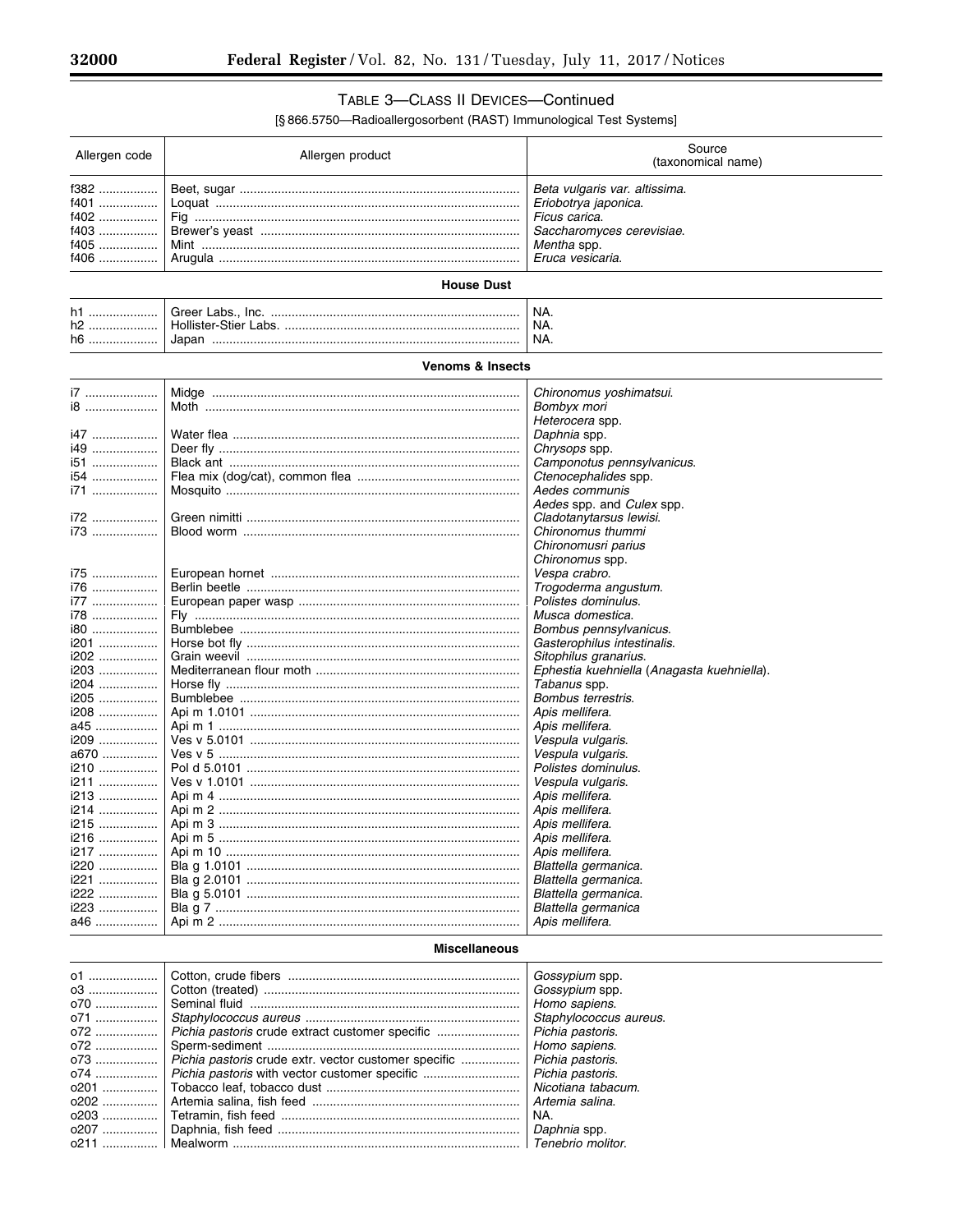### TABLE 3—CLASS II DEVICES—Continued

[§ 866.5750—Radioallergosorbent (RAST) Immunological Test Systems]

| Allergen code | Allergen product | Source (taxonomical name) |
|---|---|---|
| f382 | Beet, sugar | *Beta vulgaris var. altissima.* |
| f401 | Loquat | *Eriobotrya japonica.* |
| f402 | Fig | *Ficus carica.* |
| f403 | Brewer's yeast | *Saccharomyces cerevisiae.* |
| f405 | Mint | *Mentha* spp. |
| f406 | Arugula | *Eruca vesicaria.* |
| **House Dust** | | |
| h1 | Greer Labs., Inc. | NA. |
| h2 | Hollister-Stier Labs. | NA. |
| h6 | Japan | NA. |
| **Venoms & Insects** | | |
| i7 | Midge | *Chironomus yoshimatsui.* |
| i8 | Moth | *Bombyx mori*<br>*Heterocera* spp. |
| i47 | Water flea | *Daphnia* spp. |
| i49 | Deer fly | *Chrysops* spp. |
| i51 | Black ant | *Camponotus pennsylvanicus.* |
| i54 | Flea mix (dog/cat), common flea | *Ctenocephalides* spp. |
| i71 | Mosquito | *Aedes communis*<br>*Aedes* spp. and *Culex* spp. |
| i72 | Green nimitti | *Cladotanytarsus lewisi.* |
| i73 | Blood worm | *Chironomus thummi*<br>*Chironomusri parius*<br>*Chironomus* spp. |
| i75 | European hornet | *Vespa crabro.* |
| i76 | Berlin beetle | *Trogoderma angustum.* |
| i77 | European paper wasp | *Polistes dominulus.* |
| i78 | Fly | *Musca domestica.* |
| i80 | Bumblebee | *Bombus pennsylvanicus.* |
| i201 | Horse bot fly | *Gasterophilus intestinalis.* |
| i202 | Grain weevil | *Sitophilus granarius.* |
| i203 | Mediterranean flour moth | *Ephestia kuehniella* (*Anagasta kuehniella*). |
| i204 | Horse fly | *Tabanus* spp. |
| i205 | Bumblebee | *Bombus terrestris.* |
| i208 | Api m 1.0101 | *Apis mellifera.* |
| a45 | Api m 1 | *Apis mellifera.* |
| i209 | Ves v 5.0101 | *Vespula vulgaris.* |
| a670 | Ves v 5 | *Vespula vulgaris.* |
| i210 | Pol d 5.0101 | *Polistes dominulus.* |
| i211 | Ves v 1.0101 | *Vespula vulgaris.* |
| i213 | Api m 4 | *Apis mellifera.* |
| i214 | Api m 2 | *Apis mellifera.* |
| i215 | Api m 3 | *Apis mellifera.* |
| i216 | Api m 5 | *Apis mellifera.* |
| i217 | Api m 10 | *Apis mellifera.* |
| i220 | Bla g 1.0101 | *Blattella germanica.* |
| i221 | Bla g 2.0101 | *Blattella germanica.* |
| i222 | Bla g 5.0101 | *Blattella germanica.* |
| i223 | Bla g 7 | *Blattella germanica* |
| a46 | Api m 2 | *Apis mellifera.* |
| **Miscellaneous** | | |
| o1 | Cotton, crude fibers | *Gossypium* spp. |
| o3 | Cotton (treated) | *Gossypium* spp. |
| o70 | Seminal fluid | *Homo sapiens.* |
| o71 | *Staphylococcus aureus* | *Staphylococcus aureus.* |
| o72 | *Pichia pastoris* crude extract customer specific | *Pichia pastoris.* |
| o72 | Sperm-sediment | *Homo sapiens.* |
| o73 | *Pichia pastoris* crude extr. vector customer specific | *Pichia pastoris.* |
| o74 | *Pichia pastoris* with vector customer specific | *Pichia pastoris.* |
| o201 | Tobacco leaf, tobacco dust | *Nicotiana tabacum.* |
| o202 | Artemia salina, fish feed | *Artemia salina.* |
| o203 | Tetramin, fish feed | NA. |
| o207 | Daphnia, fish feed | *Daphnia* spp. |
| o211 | Mealworm | *Tenebrio molitor.* |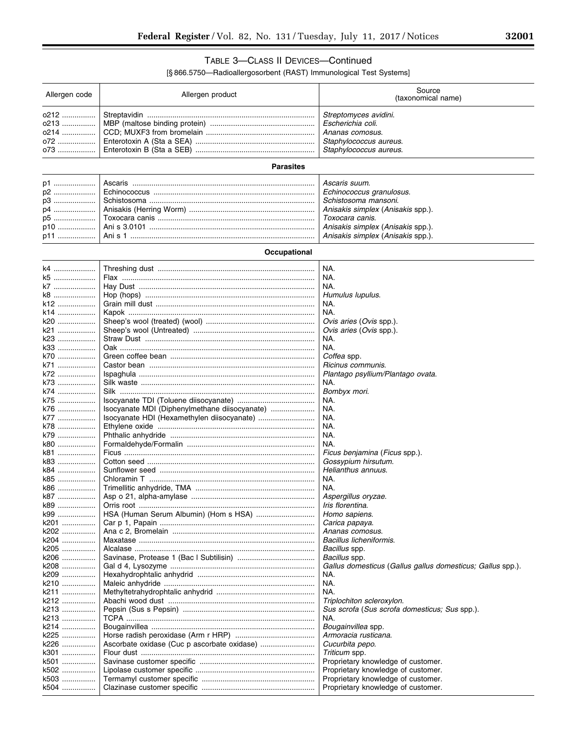TABLE 3—CLASS II DEVICES—Continued

[§ 866.5750—Radioallergosorbent (RAST) Immunological Test Systems]

| Allergen code | Allergen product | Source (taxonomical name) |
|---|---|---|
| o212 | Streptavidin | *Streptomyces avidini.* |
| o213 | MBP (maltose binding protein) | *Escherichia coli.* |
| o214 | CCD; MUXF3 from bromelain | *Ananas comosus.* |
| o72 | Enterotoxin A (Sta a SEA) | *Staphylococcus aureus.* |
| o73 | Enterotoxin B (Sta a SEB) | *Staphylococcus aureus.* |
| **Parasites** | | |
| p1 | Ascaris | *Ascaris suum.* |
| p2 | Echinococcus | *Echinococcus granulosus.* |
| p3 | Schistosoma | *Schistosoma mansoni.* |
| p4 | Anisakis (Herring Worm) | *Anisakis simplex* (*Anisakis* spp.). |
| p5 | Toxocara canis | *Toxocara canis.* |
| p10 | Ani s 3.0101 | *Anisakis simplex* (*Anisakis* spp.). |
| p11 | Ani s 1 | *Anisakis simplex* (*Anisakis* spp.). |
| **Occupational** | | |
| k4 | Threshing dust | NA. |
| k5 | Flax | NA. |
| k7 | Hay Dust | NA. |
| k8 | Hop (hops) | *Humulus lupulus.* |
| k12 | Grain mill dust | NA. |
| k14 | Kapok | NA. |
| k20 | Sheep's wool (treated) (wool) | *Ovis aries* (*Ovis* spp.). |
| k21 | Sheep's wool (Untreated) | *Ovis aries* (*Ovis* spp.). |
| k23 | Straw Dust | NA. |
| k33 | Oak | NA. |
| k70 | Green coffee bean | *Coffea* spp. |
| k71 | Castor bean | *Ricinus communis.* |
| k72 | Ispaghula | *Plantago psyllium/Plantago ovata.* |
| k73 | Silk waste | NA. |
| k74 | Silk | *Bombyx mori.* |
| k75 | Isocyanate TDI (Toluene diisocyanate) | NA. |
| k76 | Isocyanate MDI (Diphenylmethane diisocyanate) | NA. |
| k77 | Isocyanate HDI (Hexamethylen diisocyanate) | NA. |
| k78 | Ethylene oxide | NA. |
| k79 | Phthalic anhydride | NA. |
| k80 | Formaldehyde/Formalin | NA. |
| k81 | Ficus | *Ficus benjamina* (*Ficus* spp.). |
| k83 | Cotton seed | *Gossypium hirsutum.* |
| k84 | Sunflower seed | *Helianthus annuus.* |
| k85 | Chloramin T | NA. |
| k86 | Trimellitic anhydride, TMA | NA. |
| k87 | Asp o 21, alpha-amylase | *Aspergillus oryzae.* |
| k89 | Orris root | *Iris florentina.* |
| k99 | HSA (Human Serum Albumin) (Hom s HSA) | *Homo sapiens.* |
| k201 | Car p 1, Papain | *Carica papaya.* |
| k202 | Ana c 2, Bromelain | *Ananas comosus.* |
| k204 | Maxatase | *Bacillus licheniformis.* |
| k205 | Alcalase | *Bacillus* spp. |
| k206 | Savinase, Protease 1 (Bac l Subtilisin) | *Bacillus* spp. |
| k208 | Gal d 4, Lysozyme | *Gallus domesticus* (*Gallus gallus domesticus; Gallus* spp.). |
| k209 | Hexahydrophtalic anhydrid | NA. |
| k210 | Maleic anhydride | NA. |
| k211 | Methyltetrahydrophtalic anhydrid | NA. |
| k212 | Abachi wood dust | *Triplochiton scleroxylon.* |
| k213 | Pepsin (Sus s Pepsin) | *Sus scrofa* (*Sus scrofa domesticus; Sus* spp.). |
| k213 | TCPA | NA. |
| k214 | Bougainvillea | *Bougainvillea* spp. |
| k225 | Horse radish peroxidase (Arm r HRP) | *Armoracia rusticana.* |
| k226 | Ascorbate oxidase (Cuc p ascorbate oxidase) | *Cucurbita pepo.* |
| k301 | Flour dust | *Triticum* spp. |
| k501 | Savinase customer specific | Proprietary knowledge of customer. |
| k502 | Lipolase customer specific | Proprietary knowledge of customer. |
| k503 | Termamyl customer specific | Proprietary knowledge of customer. |
| k504 | Clazinase customer specific | Proprietary knowledge of customer. |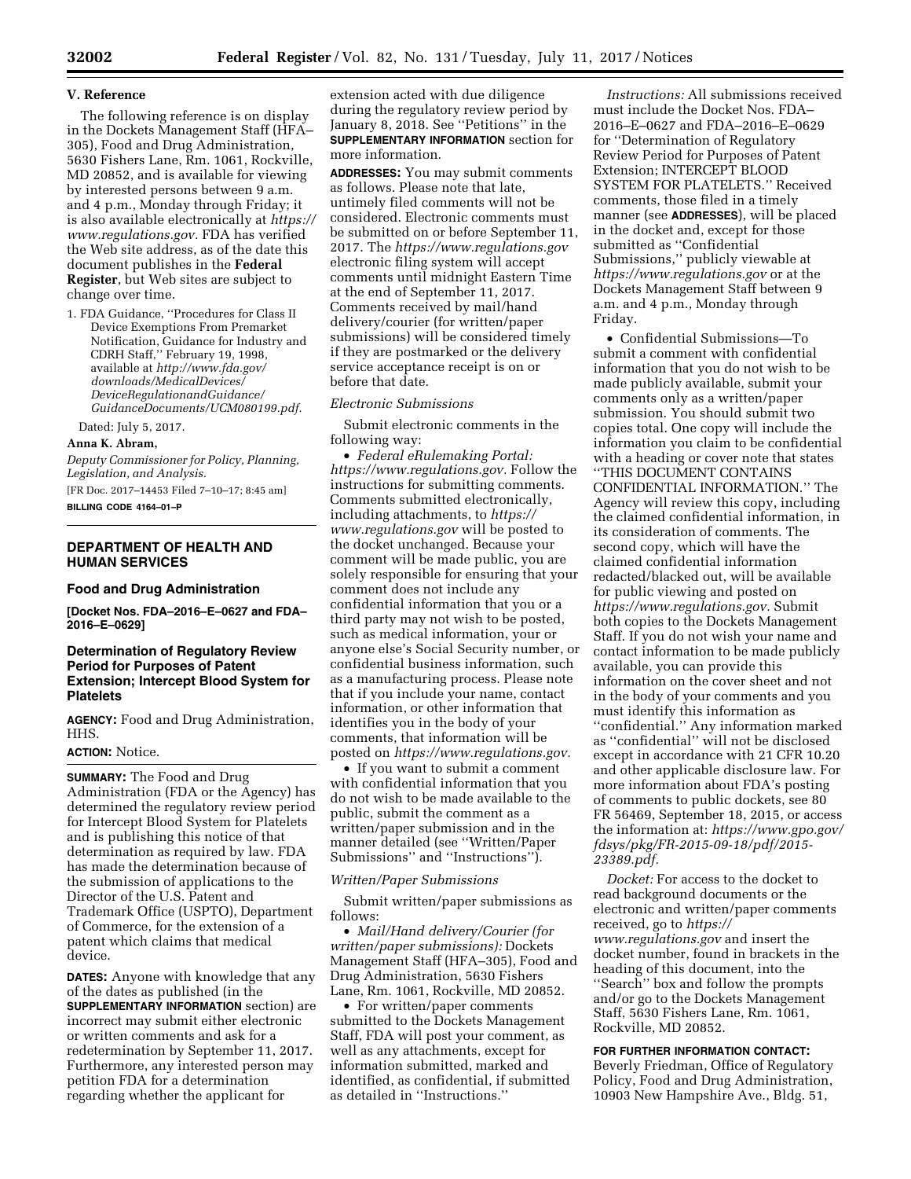## V. Reference

The following reference is on display in the Dockets Management Staff (HFA–305), Food and Drug Administration, 5630 Fishers Lane, Rm. 1061, Rockville, MD 20852, and is available for viewing by interested persons between 9 a.m. and 4 p.m., Monday through Friday; it is also available electronically at *https://www.regulations.gov.* FDA has verified the Web site address, as of the date this document publishes in the **Federal Register**, but Web sites are subject to change over time.

1. FDA Guidance, ''Procedures for Class II Device Exemptions From Premarket Notification, Guidance for Industry and CDRH Staff,'' February 19, 1998, available at *http://www.fda.gov/downloads/MedicalDevices/DeviceRegulationandGuidance/GuidanceDocuments/UCM080199.pdf.*

Dated: July 5, 2017.

**Anna K. Abram,**

*Deputy Commissioner for Policy, Planning, Legislation, and Analysis.*

[FR Doc. 2017–14453 Filed 7–10–17; 8:45 am]

**BILLING CODE 4164–01–P**

## DEPARTMENT OF HEALTH AND HUMAN SERVICES

### Food and Drug Administration

**[Docket Nos. FDA–2016–E–0627 and FDA–2016–E–0629]**

### Determination of Regulatory Review Period for Purposes of Patent Extension; Intercept Blood System for Platelets

**AGENCY:** Food and Drug Administration, HHS.

**ACTION:** Notice.

**SUMMARY:** The Food and Drug Administration (FDA or the Agency) has determined the regulatory review period for Intercept Blood System for Platelets and is publishing this notice of that determination as required by law. FDA has made the determination because of the submission of applications to the Director of the U.S. Patent and Trademark Office (USPTO), Department of Commerce, for the extension of a patent which claims that medical device.

**DATES:** Anyone with knowledge that any of the dates as published (in the **SUPPLEMENTARY INFORMATION** section) are incorrect may submit either electronic or written comments and ask for a redetermination by September 11, 2017. Furthermore, any interested person may petition FDA for a determination regarding whether the applicant for extension acted with due diligence during the regulatory review period by January 8, 2018. See ''Petitions'' in the **SUPPLEMENTARY INFORMATION** section for more information.

**ADDRESSES:** You may submit comments as follows. Please note that late, untimely filed comments will not be considered. Electronic comments must be submitted on or before September 11, 2017. The *https://www.regulations.gov* electronic filing system will accept comments until midnight Eastern Time at the end of September 11, 2017. Comments received by mail/hand delivery/courier (for written/paper submissions) will be considered timely if they are postmarked or the delivery service acceptance receipt is on or before that date.

*Electronic Submissions*

Submit electronic comments in the following way:

- *Federal eRulemaking Portal: https://www.regulations.gov.* Follow the instructions for submitting comments. Comments submitted electronically, including attachments, to *https://www.regulations.gov* will be posted to the docket unchanged. Because your comment will be made public, you are solely responsible for ensuring that your comment does not include any confidential information that you or a third party may not wish to be posted, such as medical information, your or anyone else's Social Security number, or confidential business information, such as a manufacturing process. Please note that if you include your name, contact information, or other information that identifies you in the body of your comments, that information will be posted on *https://www.regulations.gov.*
- If you want to submit a comment with confidential information that you do not wish to be made available to the public, submit the comment as a written/paper submission and in the manner detailed (see ''Written/Paper Submissions'' and ''Instructions'').

*Written/Paper Submissions*

Submit written/paper submissions as follows:

- *Mail/Hand delivery/Courier (for written/paper submissions):* Dockets Management Staff (HFA–305), Food and Drug Administration, 5630 Fishers Lane, Rm. 1061, Rockville, MD 20852.
- For written/paper comments submitted to the Dockets Management Staff, FDA will post your comment, as well as any attachments, except for information submitted, marked and identified, as confidential, if submitted as detailed in ''Instructions.''

*Instructions:* All submissions received must include the Docket Nos. FDA–2016–E–0627 and FDA–2016–E–0629 for ''Determination of Regulatory Review Period for Purposes of Patent Extension; INTERCEPT BLOOD SYSTEM FOR PLATELETS.'' Received comments, those filed in a timely manner (see **ADDRESSES**), will be placed in the docket and, except for those submitted as ''Confidential Submissions,'' publicly viewable at *https://www.regulations.gov* or at the Dockets Management Staff between 9 a.m. and 4 p.m., Monday through Friday.

- Confidential Submissions—To submit a comment with confidential information that you do not wish to be made publicly available, submit your comments only as a written/paper submission. You should submit two copies total. One copy will include the information you claim to be confidential with a heading or cover note that states ''THIS DOCUMENT CONTAINS CONFIDENTIAL INFORMATION.'' The Agency will review this copy, including the claimed confidential information, in its consideration of comments. The second copy, which will have the claimed confidential information redacted/blacked out, will be available for public viewing and posted on *https://www.regulations.gov.* Submit both copies to the Dockets Management Staff. If you do not wish your name and contact information to be made publicly available, you can provide this information on the cover sheet and not in the body of your comments and you must identify this information as ''confidential.'' Any information marked as ''confidential'' will not be disclosed except in accordance with 21 CFR 10.20 and other applicable disclosure law. For more information about FDA's posting of comments to public dockets, see 80 FR 56469, September 18, 2015, or access the information at: *https://www.gpo.gov/fdsys/pkg/FR-2015-09-18/pdf/2015-23389.pdf.*

*Docket:* For access to the docket to read background documents or the electronic and written/paper comments received, go to *https://www.regulations.gov* and insert the docket number, found in brackets in the heading of this document, into the ''Search'' box and follow the prompts and/or go to the Dockets Management Staff, 5630 Fishers Lane, Rm. 1061, Rockville, MD 20852.

**FOR FURTHER INFORMATION CONTACT:** Beverly Friedman, Office of Regulatory Policy, Food and Drug Administration, 10903 New Hampshire Ave., Bldg. 51,